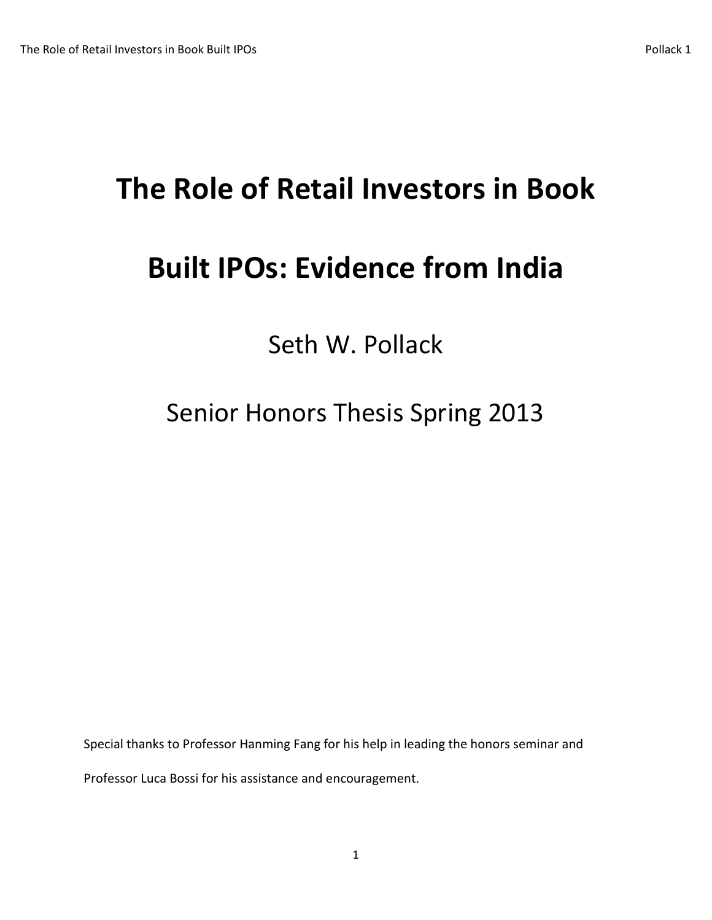# The Role of Retail Investors in Book Built IPOs: Evidence from India

Seth W. Pollack

Senior Honors Thesis Spring 2013

Special thanks to Professor Hanming Fang for his help in leading the honors seminar and Professor Luca Bossi for his assistance and encouragement.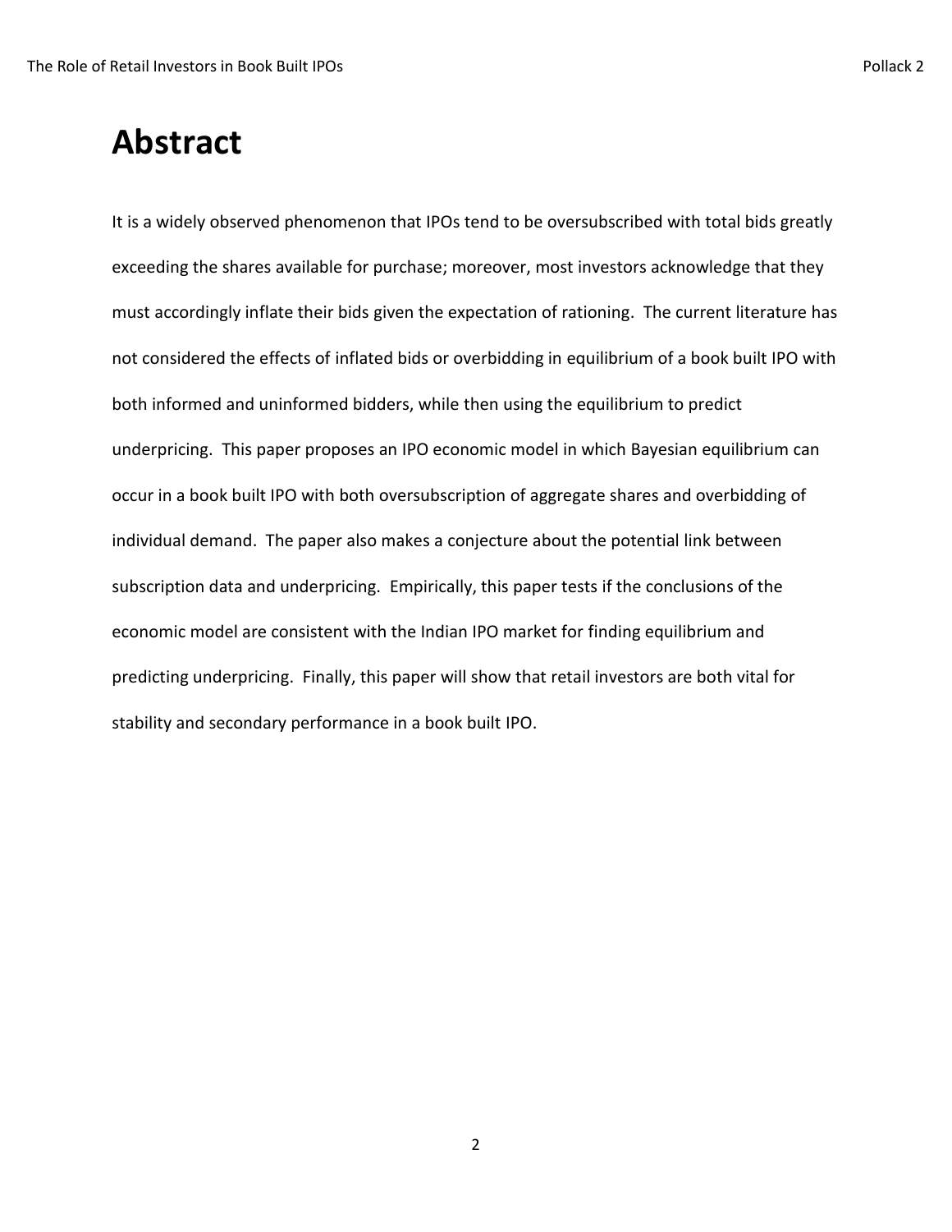# Abstract

It is a widely observed phenomenon that IPOs tend to be oversubscribed with total bids greatly exceeding the shares available for purchase; moreover, most investors acknowledge that they must accordingly inflate their bids given the expectation of rationing. The current literature has not considered the effects of inflated bids or overbidding in equilibrium of a book built IPO with both informed and uninformed bidders, while then using the equilibrium to predict underpricing. This paper proposes an IPO economic model in which Bayesian equilibrium can occur in a book built IPO with both oversubscription of aggregate shares and overbidding of individual demand. The paper also makes a conjecture about the potential link between subscription data and underpricing. Empirically, this paper tests if the conclusions of the economic model are consistent with the Indian IPO market for finding equilibrium and predicting underpricing. Finally, this paper will show that retail investors are both vital for stability and secondary performance in a book built IPO.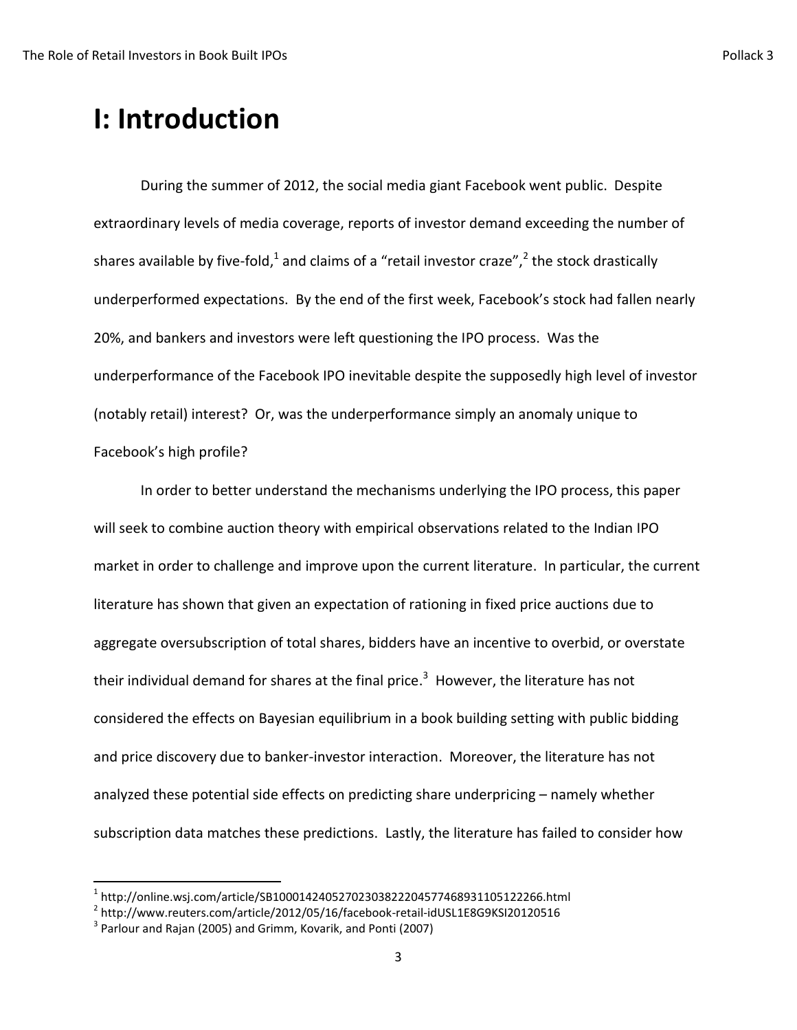# I: Introduction

During the summer of 2012, the social media giant Facebook went public. Despite extraordinary levels of media coverage, reports of investor demand exceeding the number of shares available by five-fold,[1] and claims of a "retail investor craze",[2] the stock drastically underperformed expectations. By the end of the first week, Facebook's stock had fallen nearly 20%, and bankers and investors were left questioning the IPO process. Was the underperformance of the Facebook IPO inevitable despite the supposedly high level of investor (notably retail) interest? Or, was the underperformance simply an anomaly unique to Facebook's high profile?

In order to better understand the mechanisms underlying the IPO process, this paper will seek to combine auction theory with empirical observations related to the Indian IPO market in order to challenge and improve upon the current literature. In particular, the current literature has shown that given an expectation of rationing in fixed price auctions due to aggregate oversubscription of total shares, bidders have an incentive to overbid, or overstate their individual demand for shares at the final price.[3] However, the literature has not considered the effects on Bayesian equilibrium in a book building setting with public bidding and price discovery due to banker-investor interaction. Moreover, the literature has not analyzed these potential side effects on predicting share underpricing – namely whether subscription data matches these predictions. Lastly, the literature has failed to consider how

[1] http://online.wsj.com/article/SB10001424052702303822204577468931105122266.html

[2] http://www.reuters.com/article/2012/05/16/facebook-retail-idUSL1E8G9KSI20120516

[3] Parlour and Rajan (2005) and Grimm, Kovarik, and Ponti (2007)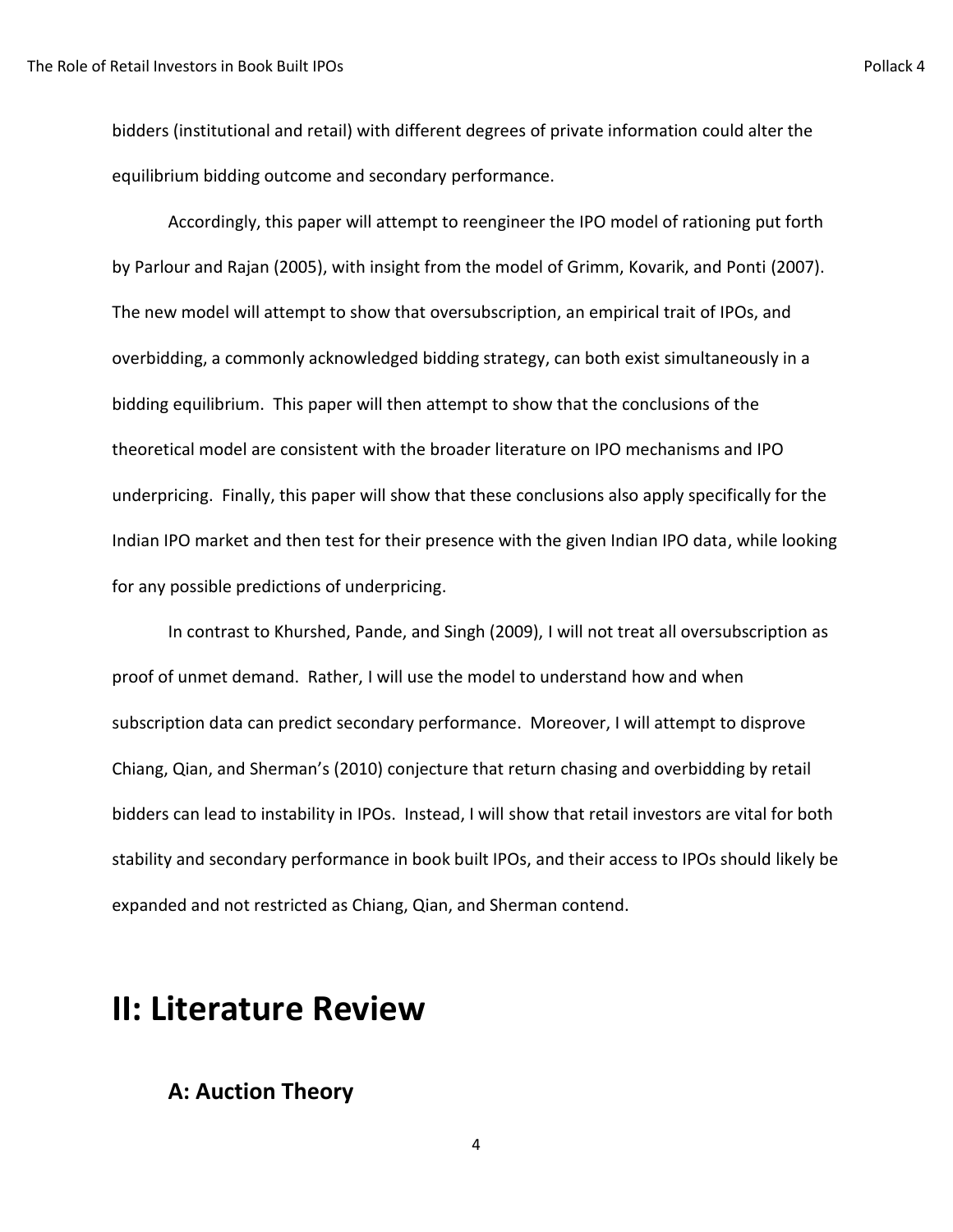bidders (institutional and retail) with different degrees of private information could alter the equilibrium bidding outcome and secondary performance.

Accordingly, this paper will attempt to reengineer the IPO model of rationing put forth by Parlour and Rajan (2005), with insight from the model of Grimm, Kovarik, and Ponti (2007). The new model will attempt to show that oversubscription, an empirical trait of IPOs, and overbidding, a commonly acknowledged bidding strategy, can both exist simultaneously in a bidding equilibrium. This paper will then attempt to show that the conclusions of the theoretical model are consistent with the broader literature on IPO mechanisms and IPO underpricing. Finally, this paper will show that these conclusions also apply specifically for the Indian IPO market and then test for their presence with the given Indian IPO data, while looking for any possible predictions of underpricing.

In contrast to Khurshed, Pande, and Singh (2009), I will not treat all oversubscription as proof of unmet demand. Rather, I will use the model to understand how and when subscription data can predict secondary performance. Moreover, I will attempt to disprove Chiang, Qian, and Sherman's (2010) conjecture that return chasing and overbidding by retail bidders can lead to instability in IPOs. Instead, I will show that retail investors are vital for both stability and secondary performance in book built IPOs, and their access to IPOs should likely be expanded and not restricted as Chiang, Qian, and Sherman contend.

# II: Literature Review

## A: Auction Theory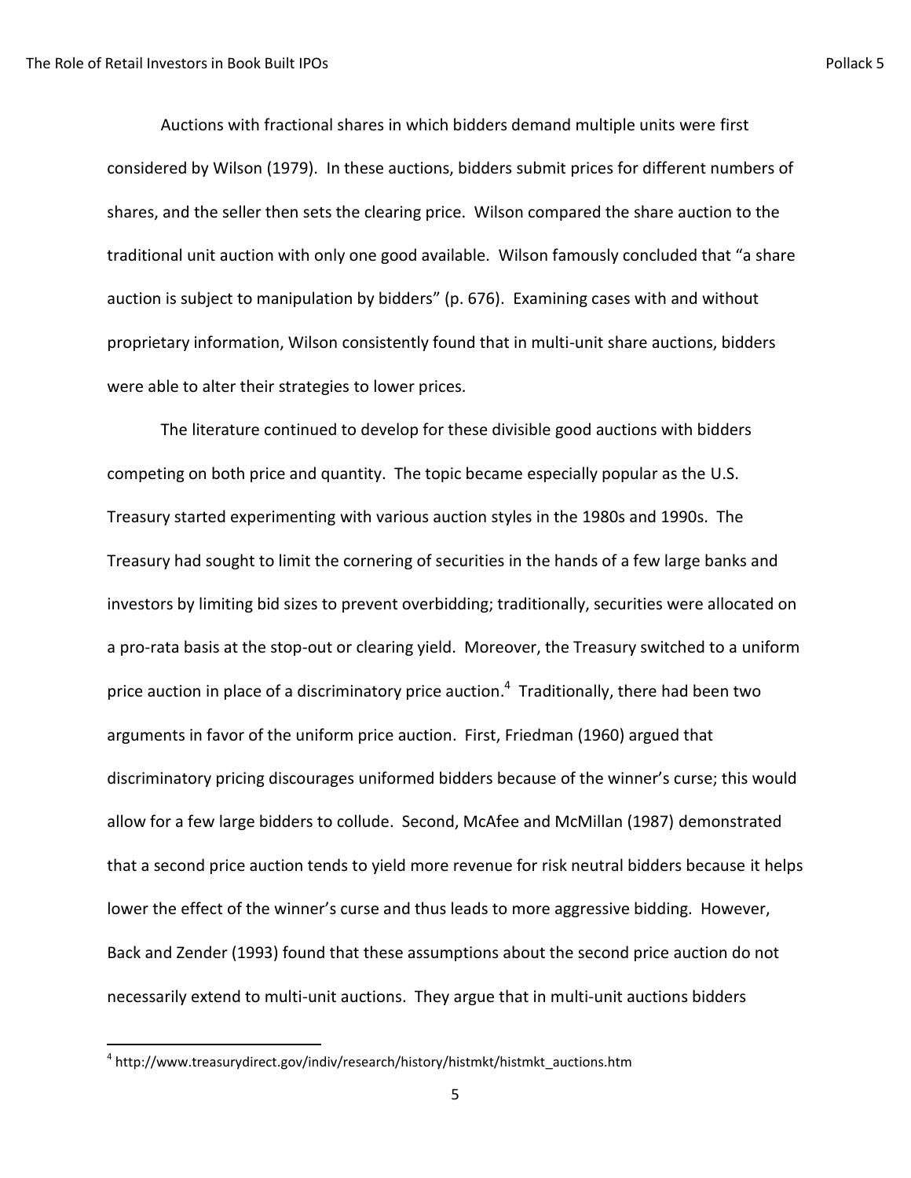Auctions with fractional shares in which bidders demand multiple units were first considered by Wilson (1979). In these auctions, bidders submit prices for different numbers of shares, and the seller then sets the clearing price. Wilson compared the share auction to the traditional unit auction with only one good available. Wilson famously concluded that "a share auction is subject to manipulation by bidders" (p. 676). Examining cases with and without proprietary information, Wilson consistently found that in multi-unit share auctions, bidders were able to alter their strategies to lower prices.

The literature continued to develop for these divisible good auctions with bidders competing on both price and quantity. The topic became especially popular as the U.S. Treasury started experimenting with various auction styles in the 1980s and 1990s. The Treasury had sought to limit the cornering of securities in the hands of a few large banks and investors by limiting bid sizes to prevent overbidding; traditionally, securities were allocated on a pro-rata basis at the stop-out or clearing yield. Moreover, the Treasury switched to a uniform price auction in place of a discriminatory price auction.[4] Traditionally, there had been two arguments in favor of the uniform price auction. First, Friedman (1960) argued that discriminatory pricing discourages uniformed bidders because of the winner's curse; this would allow for a few large bidders to collude. Second, McAfee and McMillan (1987) demonstrated that a second price auction tends to yield more revenue for risk neutral bidders because it helps lower the effect of the winner's curse and thus leads to more aggressive bidding. However, Back and Zender (1993) found that these assumptions about the second price auction do not necessarily extend to multi-unit auctions. They argue that in multi-unit auctions bidders

[4] http://www.treasurydirect.gov/indiv/research/history/histmkt/histmkt_auctions.htm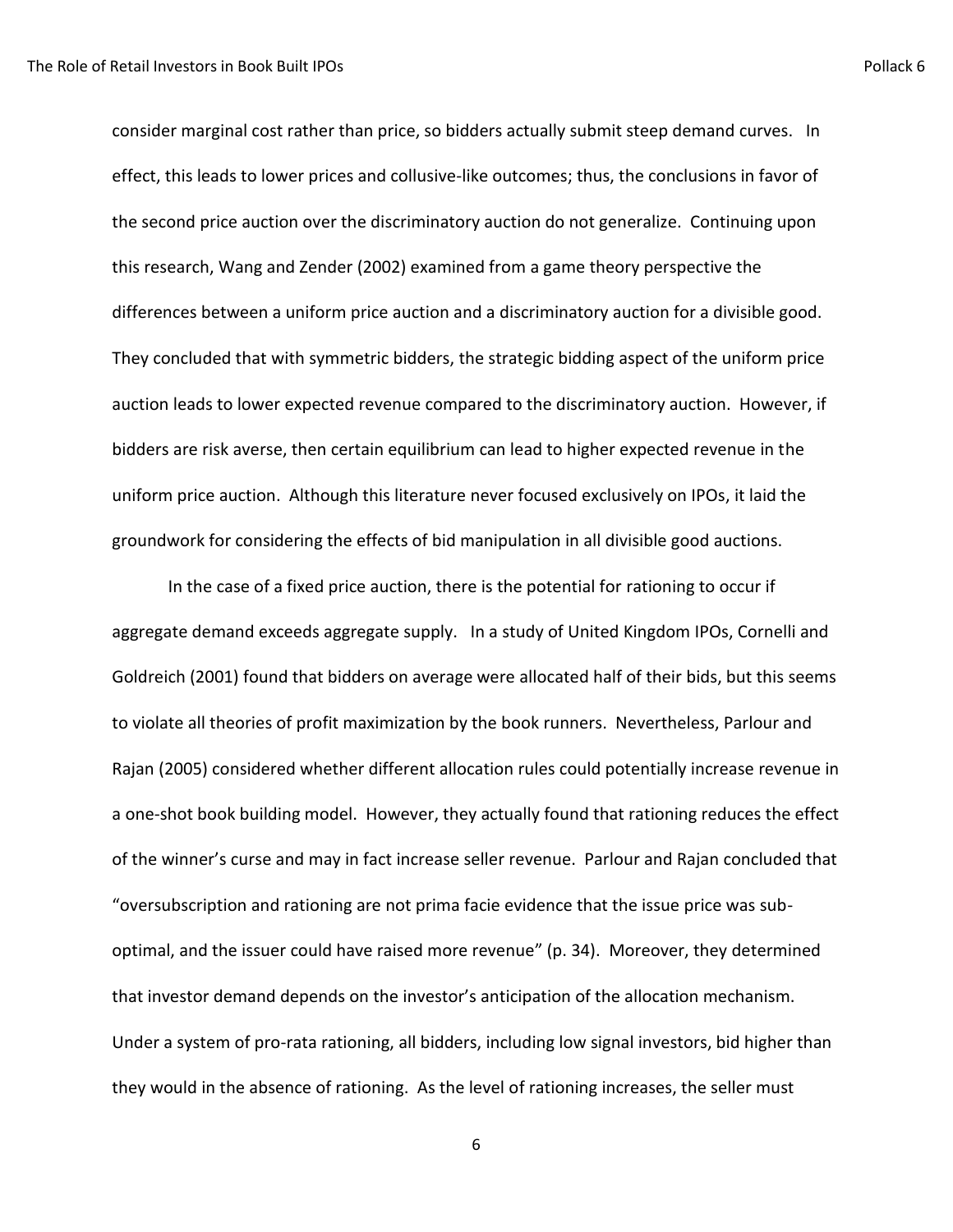consider marginal cost rather than price, so bidders actually submit steep demand curves. In effect, this leads to lower prices and collusive-like outcomes; thus, the conclusions in favor of the second price auction over the discriminatory auction do not generalize. Continuing upon this research, Wang and Zender (2002) examined from a game theory perspective the differences between a uniform price auction and a discriminatory auction for a divisible good. They concluded that with symmetric bidders, the strategic bidding aspect of the uniform price auction leads to lower expected revenue compared to the discriminatory auction. However, if bidders are risk averse, then certain equilibrium can lead to higher expected revenue in the uniform price auction. Although this literature never focused exclusively on IPOs, it laid the groundwork for considering the effects of bid manipulation in all divisible good auctions.

In the case of a fixed price auction, there is the potential for rationing to occur if aggregate demand exceeds aggregate supply. In a study of United Kingdom IPOs, Cornelli and Goldreich (2001) found that bidders on average were allocated half of their bids, but this seems to violate all theories of profit maximization by the book runners. Nevertheless, Parlour and Rajan (2005) considered whether different allocation rules could potentially increase revenue in a one-shot book building model. However, they actually found that rationing reduces the effect of the winner's curse and may in fact increase seller revenue. Parlour and Rajan concluded that "oversubscription and rationing are not prima facie evidence that the issue price was sub-optimal, and the issuer could have raised more revenue" (p. 34). Moreover, they determined that investor demand depends on the investor's anticipation of the allocation mechanism. Under a system of pro-rata rationing, all bidders, including low signal investors, bid higher than they would in the absence of rationing. As the level of rationing increases, the seller must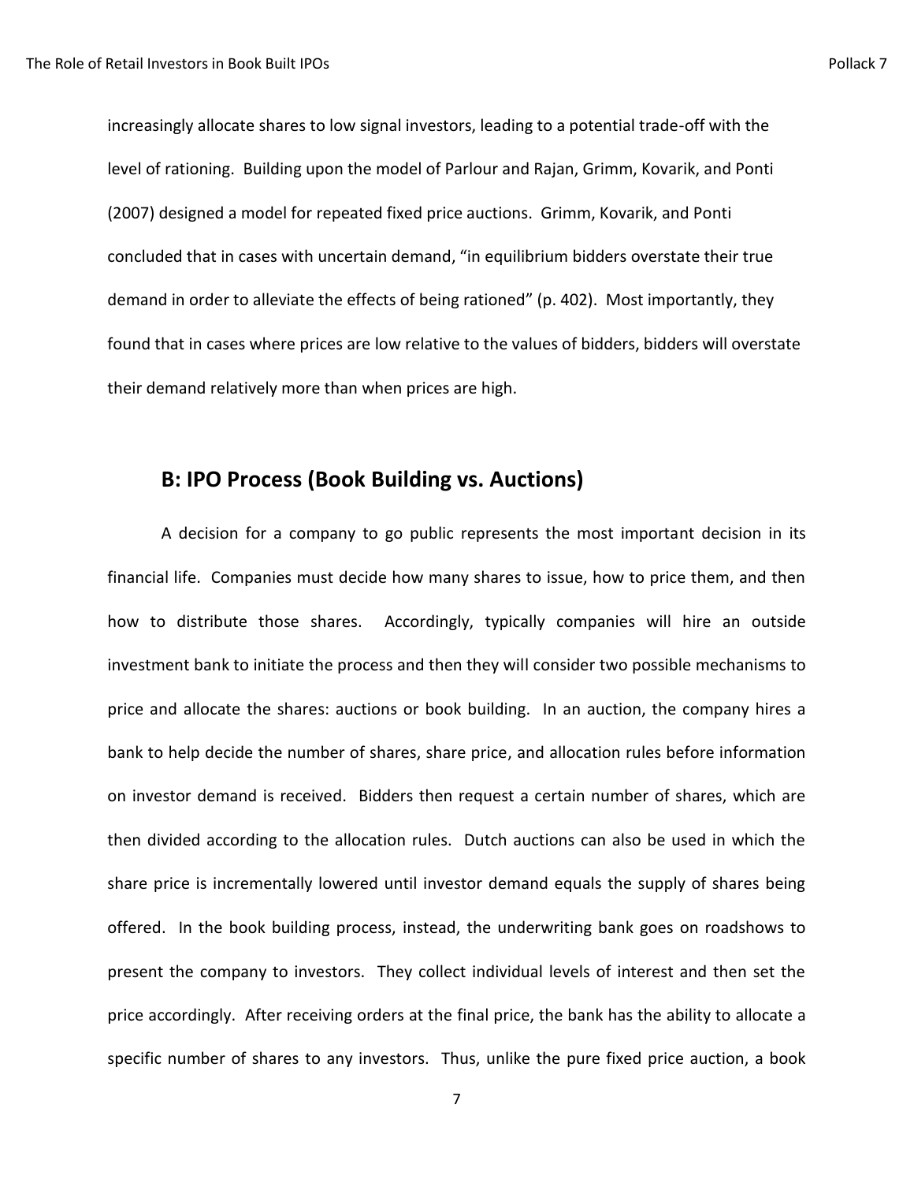increasingly allocate shares to low signal investors, leading to a potential trade-off with the level of rationing. Building upon the model of Parlour and Rajan, Grimm, Kovarik, and Ponti (2007) designed a model for repeated fixed price auctions. Grimm, Kovarik, and Ponti concluded that in cases with uncertain demand, "in equilibrium bidders overstate their true demand in order to alleviate the effects of being rationed" (p. 402). Most importantly, they found that in cases where prices are low relative to the values of bidders, bidders will overstate their demand relatively more than when prices are high.

## B: IPO Process (Book Building vs. Auctions)

A decision for a company to go public represents the most important decision in its financial life. Companies must decide how many shares to issue, how to price them, and then how to distribute those shares. Accordingly, typically companies will hire an outside investment bank to initiate the process and then they will consider two possible mechanisms to price and allocate the shares: auctions or book building. In an auction, the company hires a bank to help decide the number of shares, share price, and allocation rules before information on investor demand is received. Bidders then request a certain number of shares, which are then divided according to the allocation rules. Dutch auctions can also be used in which the share price is incrementally lowered until investor demand equals the supply of shares being offered. In the book building process, instead, the underwriting bank goes on roadshows to present the company to investors. They collect individual levels of interest and then set the price accordingly. After receiving orders at the final price, the bank has the ability to allocate a specific number of shares to any investors. Thus, unlike the pure fixed price auction, a book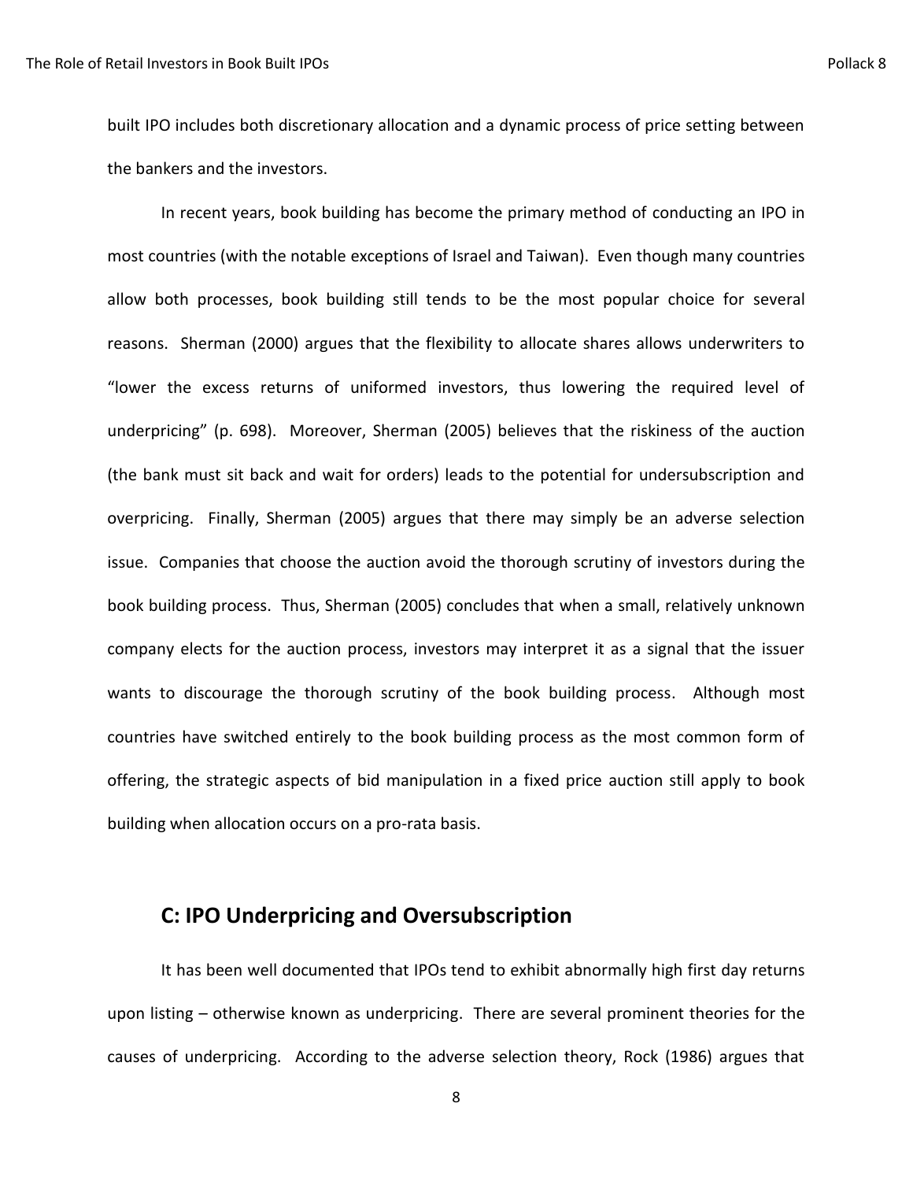built IPO includes both discretionary allocation and a dynamic process of price setting between the bankers and the investors.

In recent years, book building has become the primary method of conducting an IPO in most countries (with the notable exceptions of Israel and Taiwan). Even though many countries allow both processes, book building still tends to be the most popular choice for several reasons. Sherman (2000) argues that the flexibility to allocate shares allows underwriters to "lower the excess returns of uniformed investors, thus lowering the required level of underpricing" (p. 698). Moreover, Sherman (2005) believes that the riskiness of the auction (the bank must sit back and wait for orders) leads to the potential for undersubscription and overpricing. Finally, Sherman (2005) argues that there may simply be an adverse selection issue. Companies that choose the auction avoid the thorough scrutiny of investors during the book building process. Thus, Sherman (2005) concludes that when a small, relatively unknown company elects for the auction process, investors may interpret it as a signal that the issuer wants to discourage the thorough scrutiny of the book building process. Although most countries have switched entirely to the book building process as the most common form of offering, the strategic aspects of bid manipulation in a fixed price auction still apply to book building when allocation occurs on a pro-rata basis.

## C: IPO Underpricing and Oversubscription

It has been well documented that IPOs tend to exhibit abnormally high first day returns upon listing – otherwise known as underpricing. There are several prominent theories for the causes of underpricing. According to the adverse selection theory, Rock (1986) argues that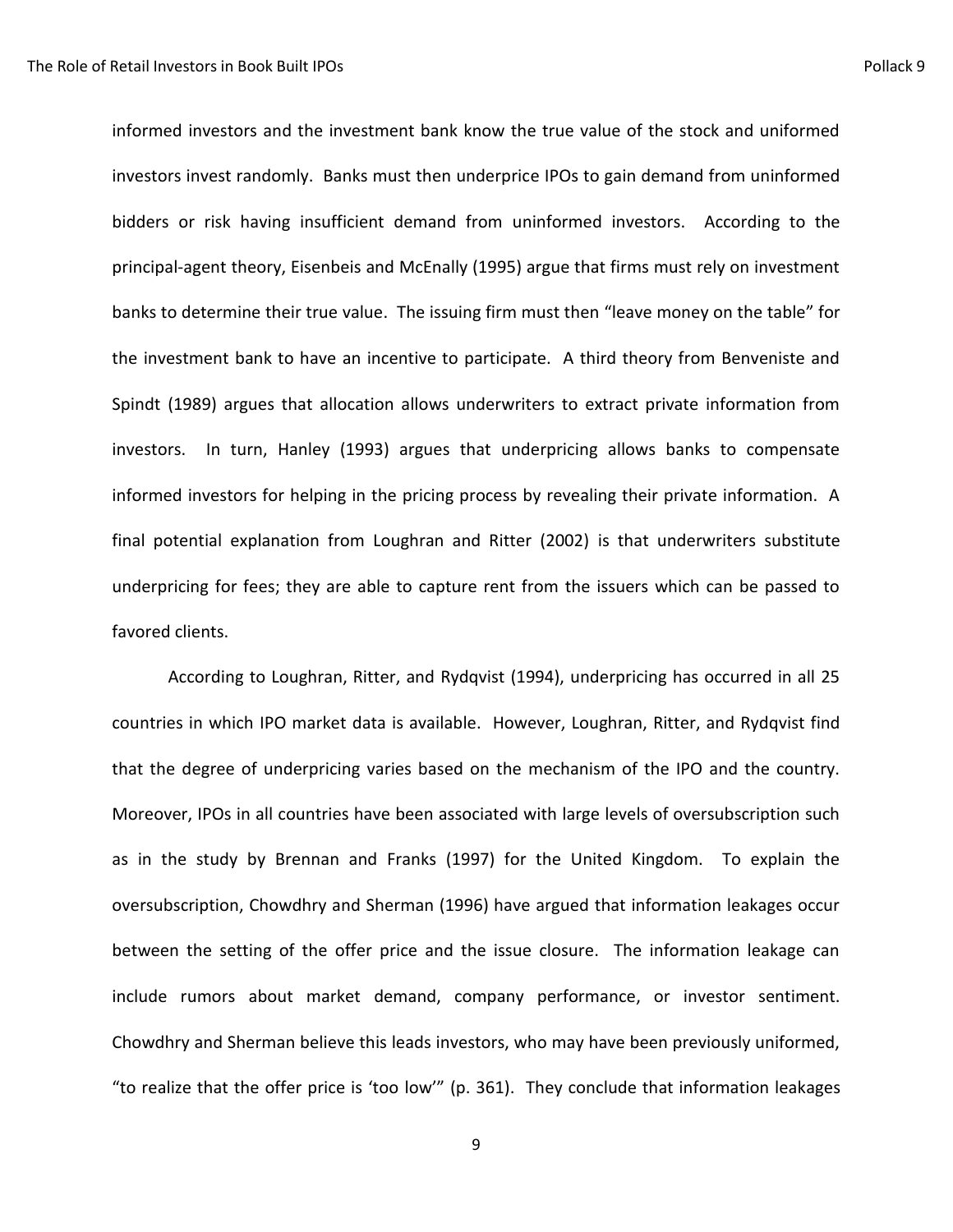informed investors and the investment bank know the true value of the stock and uniformed investors invest randomly. Banks must then underprice IPOs to gain demand from uninformed bidders or risk having insufficient demand from uninformed investors. According to the principal-agent theory, Eisenbeis and McEnally (1995) argue that firms must rely on investment banks to determine their true value. The issuing firm must then "leave money on the table" for the investment bank to have an incentive to participate. A third theory from Benveniste and Spindt (1989) argues that allocation allows underwriters to extract private information from investors. In turn, Hanley (1993) argues that underpricing allows banks to compensate informed investors for helping in the pricing process by revealing their private information. A final potential explanation from Loughran and Ritter (2002) is that underwriters substitute underpricing for fees; they are able to capture rent from the issuers which can be passed to favored clients.

According to Loughran, Ritter, and Rydqvist (1994), underpricing has occurred in all 25 countries in which IPO market data is available. However, Loughran, Ritter, and Rydqvist find that the degree of underpricing varies based on the mechanism of the IPO and the country. Moreover, IPOs in all countries have been associated with large levels of oversubscription such as in the study by Brennan and Franks (1997) for the United Kingdom. To explain the oversubscription, Chowdhry and Sherman (1996) have argued that information leakages occur between the setting of the offer price and the issue closure. The information leakage can include rumors about market demand, company performance, or investor sentiment. Chowdhry and Sherman believe this leads investors, who may have been previously uniformed, "to realize that the offer price is 'too low'" (p. 361). They conclude that information leakages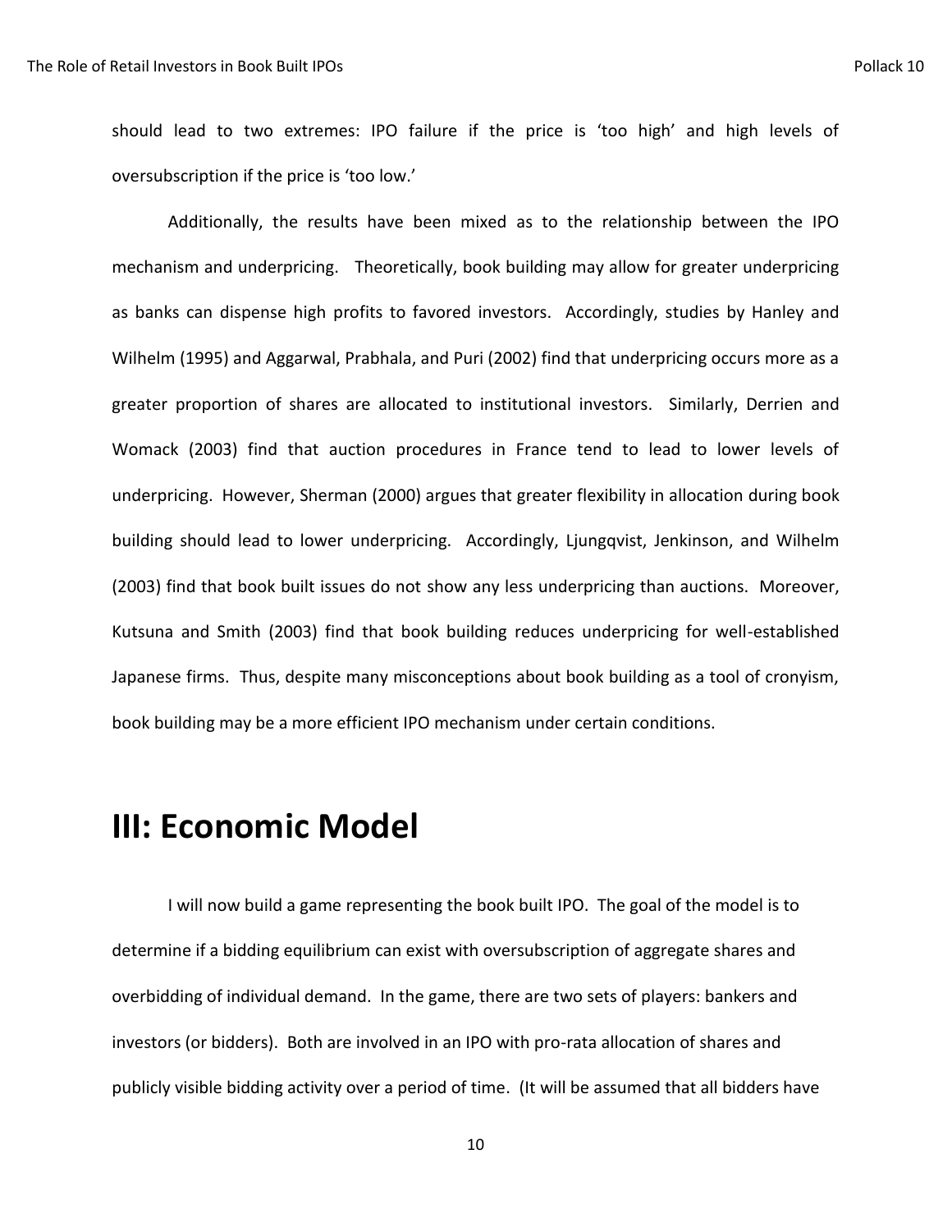should lead to two extremes: IPO failure if the price is 'too high' and high levels of oversubscription if the price is 'too low.'

Additionally, the results have been mixed as to the relationship between the IPO mechanism and underpricing. Theoretically, book building may allow for greater underpricing as banks can dispense high profits to favored investors. Accordingly, studies by Hanley and Wilhelm (1995) and Aggarwal, Prabhala, and Puri (2002) find that underpricing occurs more as a greater proportion of shares are allocated to institutional investors. Similarly, Derrien and Womack (2003) find that auction procedures in France tend to lead to lower levels of underpricing. However, Sherman (2000) argues that greater flexibility in allocation during book building should lead to lower underpricing. Accordingly, Ljungqvist, Jenkinson, and Wilhelm (2003) find that book built issues do not show any less underpricing than auctions. Moreover, Kutsuna and Smith (2003) find that book building reduces underpricing for well-established Japanese firms. Thus, despite many misconceptions about book building as a tool of cronyism, book building may be a more efficient IPO mechanism under certain conditions.

# III: Economic Model

I will now build a game representing the book built IPO. The goal of the model is to determine if a bidding equilibrium can exist with oversubscription of aggregate shares and overbidding of individual demand. In the game, there are two sets of players: bankers and investors (or bidders). Both are involved in an IPO with pro-rata allocation of shares and publicly visible bidding activity over a period of time. (It will be assumed that all bidders have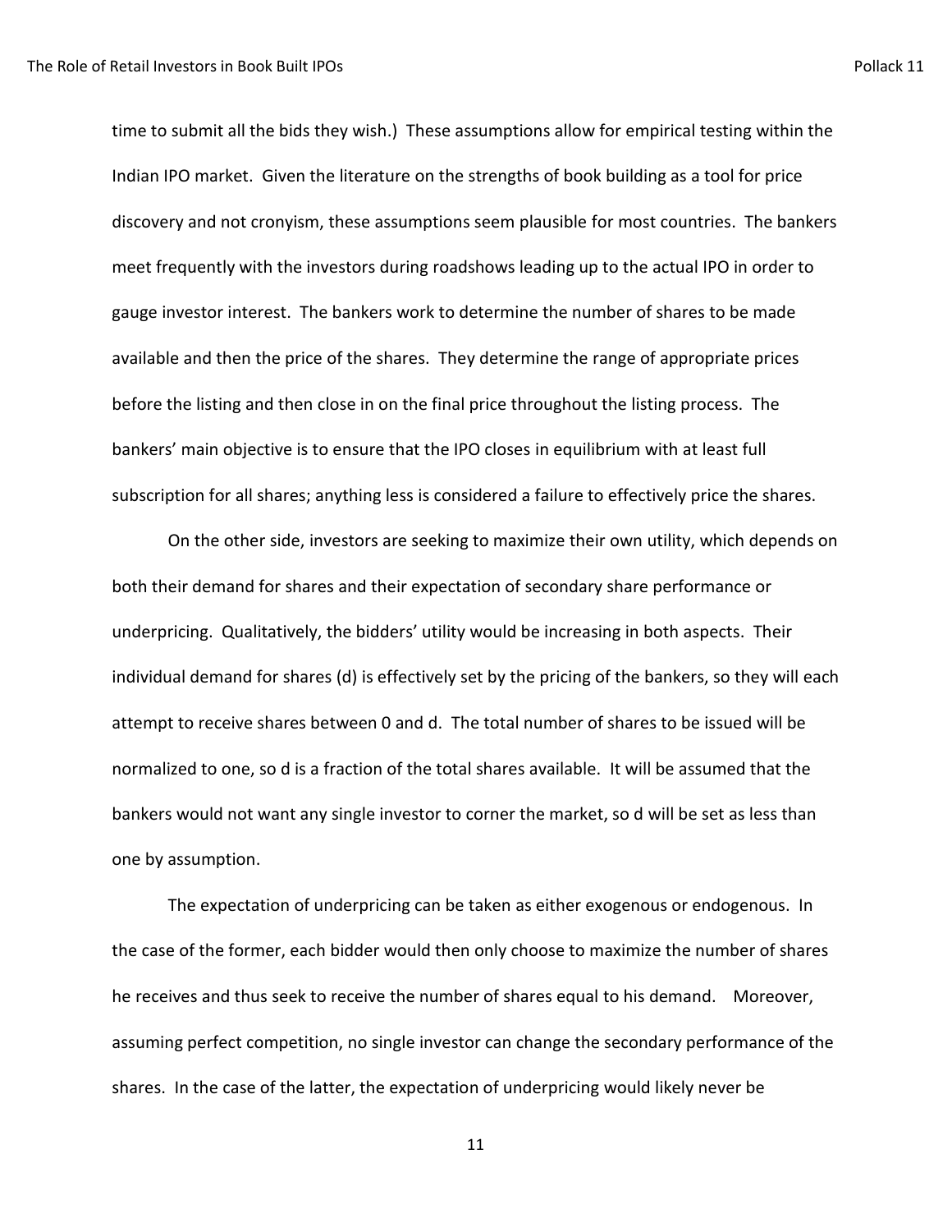time to submit all the bids they wish.) These assumptions allow for empirical testing within the Indian IPO market. Given the literature on the strengths of book building as a tool for price discovery and not cronyism, these assumptions seem plausible for most countries. The bankers meet frequently with the investors during roadshows leading up to the actual IPO in order to gauge investor interest. The bankers work to determine the number of shares to be made available and then the price of the shares. They determine the range of appropriate prices before the listing and then close in on the final price throughout the listing process. The bankers' main objective is to ensure that the IPO closes in equilibrium with at least full subscription for all shares; anything less is considered a failure to effectively price the shares.

On the other side, investors are seeking to maximize their own utility, which depends on both their demand for shares and their expectation of secondary share performance or underpricing. Qualitatively, the bidders' utility would be increasing in both aspects. Their individual demand for shares (d) is effectively set by the pricing of the bankers, so they will each attempt to receive shares between 0 and d. The total number of shares to be issued will be normalized to one, so d is a fraction of the total shares available. It will be assumed that the bankers would not want any single investor to corner the market, so d will be set as less than one by assumption.

The expectation of underpricing can be taken as either exogenous or endogenous. In the case of the former, each bidder would then only choose to maximize the number of shares he receives and thus seek to receive the number of shares equal to his demand. Moreover, assuming perfect competition, no single investor can change the secondary performance of the shares. In the case of the latter, the expectation of underpricing would likely never be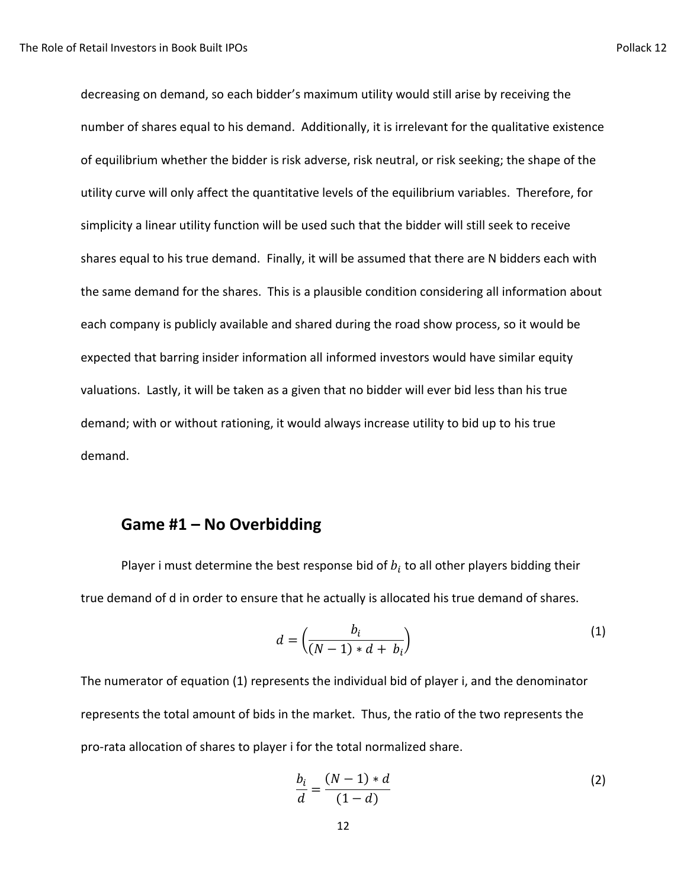decreasing on demand, so each bidder's maximum utility would still arise by receiving the number of shares equal to his demand. Additionally, it is irrelevant for the qualitative existence of equilibrium whether the bidder is risk adverse, risk neutral, or risk seeking; the shape of the utility curve will only affect the quantitative levels of the equilibrium variables. Therefore, for simplicity a linear utility function will be used such that the bidder will still seek to receive shares equal to his true demand. Finally, it will be assumed that there are N bidders each with the same demand for the shares. This is a plausible condition considering all information about each company is publicly available and shared during the road show process, so it would be expected that barring insider information all informed investors would have similar equity valuations. Lastly, it will be taken as a given that no bidder will ever bid less than his true demand; with or without rationing, it would always increase utility to bid up to his true demand.

## Game #1 – No Overbidding

Player i must determine the best response bid of $b_i$ to all other players bidding their true demand of d in order to ensure that he actually is allocated his true demand of shares.

$$d = \left(\frac{b_i}{(N-1) * d + b_i}\right) \tag{1}$$

The numerator of equation (1) represents the individual bid of player i, and the denominator represents the total amount of bids in the market. Thus, the ratio of the two represents the pro-rata allocation of shares to player i for the total normalized share.

$$\frac{b_i}{d} = \frac{(N-1) * d}{(1-d)} \tag{2}$$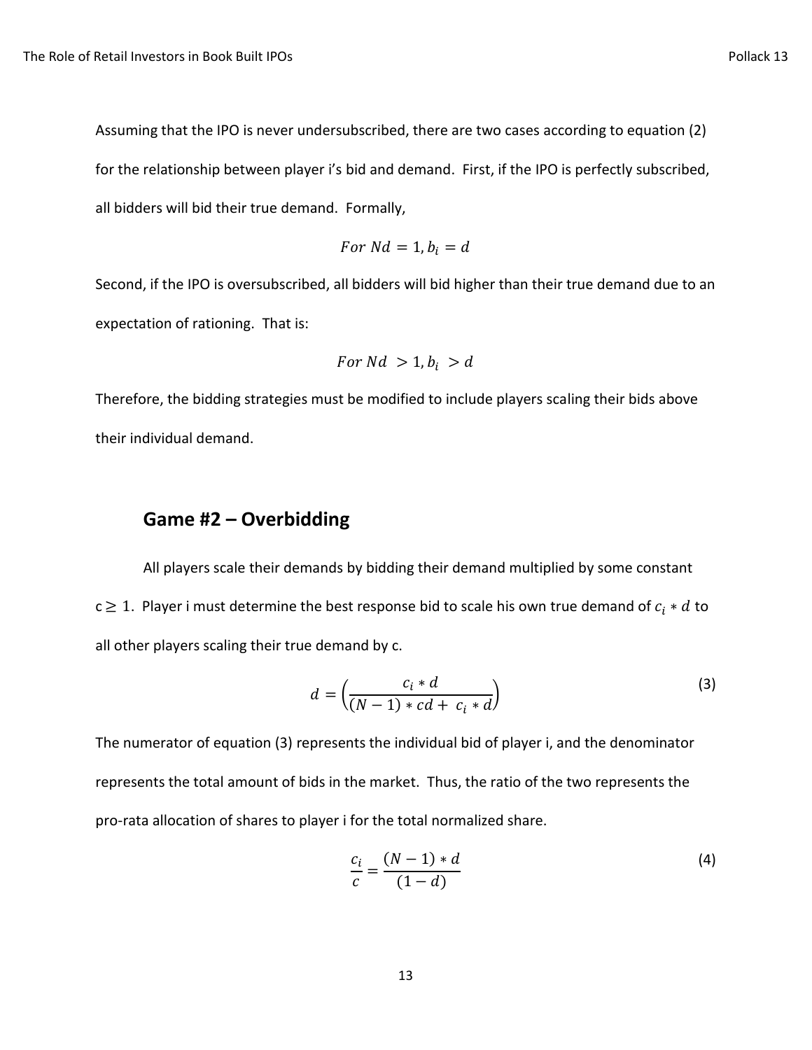Assuming that the IPO is never undersubscribed, there are two cases according to equation (2) for the relationship between player i's bid and demand. First, if the IPO is perfectly subscribed, all bidders will bid their true demand. Formally,

$$For\ Nd = 1, b_i = d$$

Second, if the IPO is oversubscribed, all bidders will bid higher than their true demand due to an expectation of rationing. That is:

$$For\ Nd > 1, b_i > d$$

Therefore, the bidding strategies must be modified to include players scaling their bids above their individual demand.

## Game #2 – Overbidding

All players scale their demands by bidding their demand multiplied by some constant $c \geq 1$. Player i must determine the best response bid to scale his own true demand of $c_i * d$ to all other players scaling their true demand by c.

$$d = \left(\frac{c_i * d}{(N-1) * cd + c_i * d}\right) \tag{3}$$

The numerator of equation (3) represents the individual bid of player i, and the denominator represents the total amount of bids in the market. Thus, the ratio of the two represents the pro-rata allocation of shares to player i for the total normalized share.

$$\frac{c_i}{c} = \frac{(N-1) * d}{(1-d)} \tag{4}$$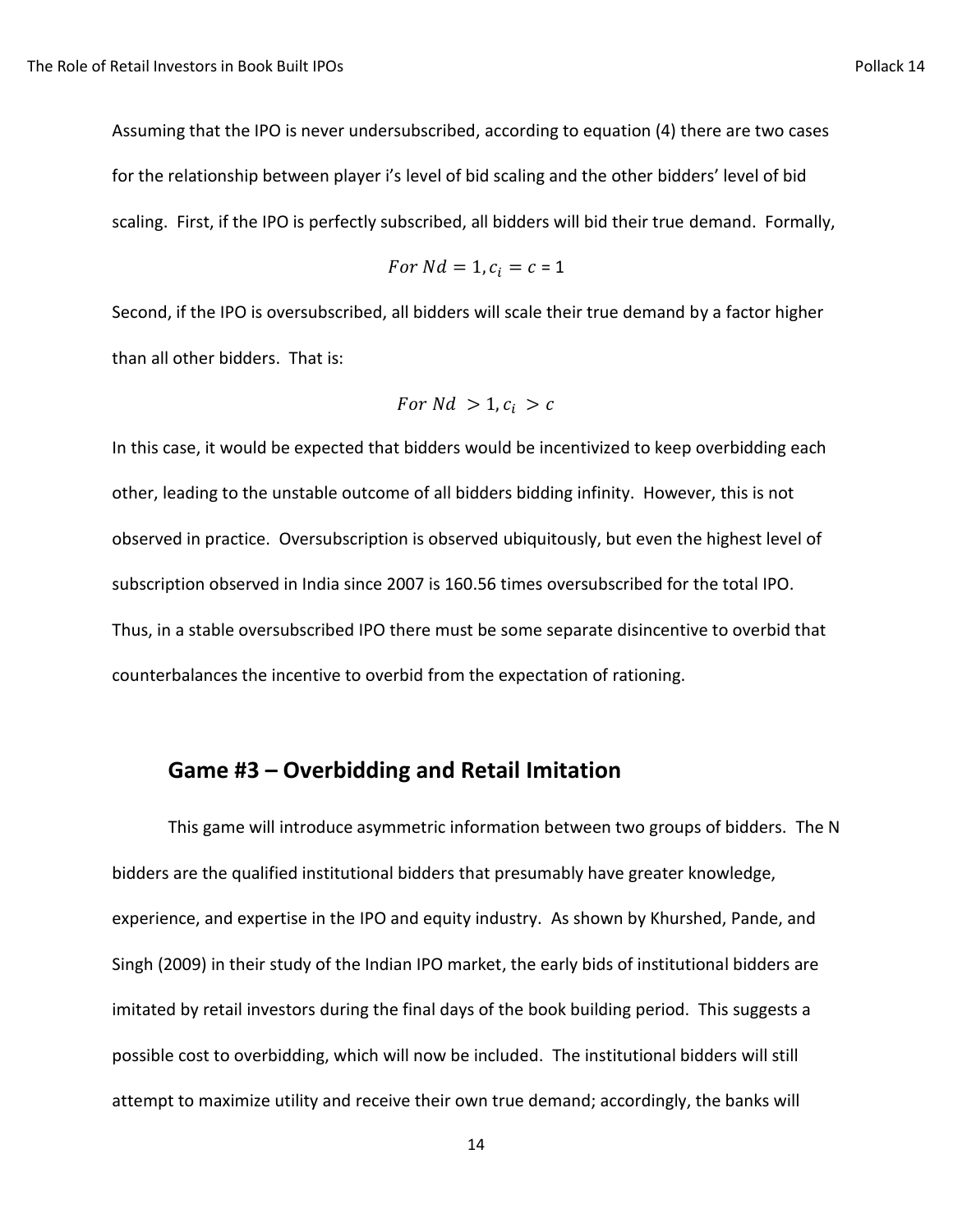Assuming that the IPO is never undersubscribed, according to equation (4) there are two cases for the relationship between player i's level of bid scaling and the other bidders' level of bid scaling. First, if the IPO is perfectly subscribed, all bidders will bid their true demand. Formally,

$$For\ Nd = 1, c_i = c = 1$$

Second, if the IPO is oversubscribed, all bidders will scale their true demand by a factor higher than all other bidders. That is:

$$For\ Nd > 1, c_i > c$$

In this case, it would be expected that bidders would be incentivized to keep overbidding each other, leading to the unstable outcome of all bidders bidding infinity. However, this is not observed in practice. Oversubscription is observed ubiquitously, but even the highest level of subscription observed in India since 2007 is 160.56 times oversubscribed for the total IPO. Thus, in a stable oversubscribed IPO there must be some separate disincentive to overbid that counterbalances the incentive to overbid from the expectation of rationing.

## Game #3 – Overbidding and Retail Imitation

This game will introduce asymmetric information between two groups of bidders. The N bidders are the qualified institutional bidders that presumably have greater knowledge, experience, and expertise in the IPO and equity industry. As shown by Khurshed, Pande, and Singh (2009) in their study of the Indian IPO market, the early bids of institutional bidders are imitated by retail investors during the final days of the book building period. This suggests a possible cost to overbidding, which will now be included. The institutional bidders will still attempt to maximize utility and receive their own true demand; accordingly, the banks will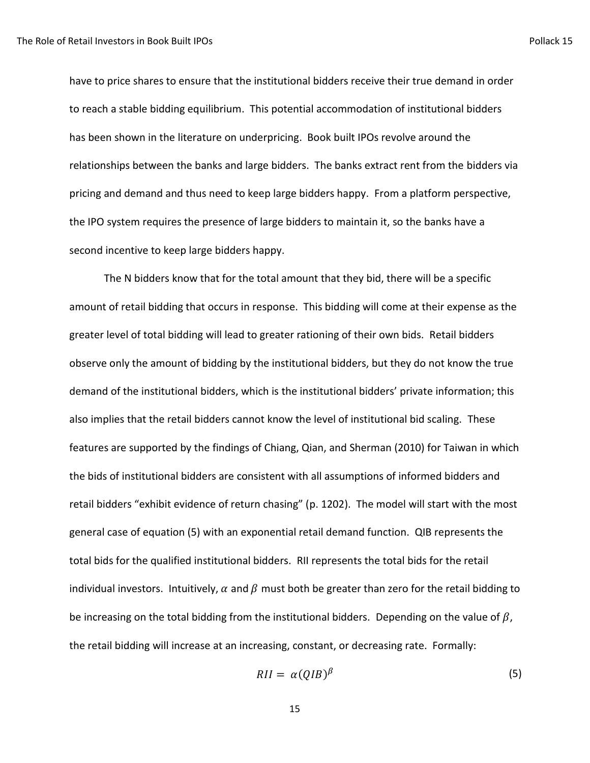have to price shares to ensure that the institutional bidders receive their true demand in order to reach a stable bidding equilibrium. This potential accommodation of institutional bidders has been shown in the literature on underpricing. Book built IPOs revolve around the relationships between the banks and large bidders. The banks extract rent from the bidders via pricing and demand and thus need to keep large bidders happy. From a platform perspective, the IPO system requires the presence of large bidders to maintain it, so the banks have a second incentive to keep large bidders happy.

The N bidders know that for the total amount that they bid, there will be a specific amount of retail bidding that occurs in response. This bidding will come at their expense as the greater level of total bidding will lead to greater rationing of their own bids. Retail bidders observe only the amount of bidding by the institutional bidders, but they do not know the true demand of the institutional bidders, which is the institutional bidders' private information; this also implies that the retail bidders cannot know the level of institutional bid scaling. These features are supported by the findings of Chiang, Qian, and Sherman (2010) for Taiwan in which the bids of institutional bidders are consistent with all assumptions of informed bidders and retail bidders "exhibit evidence of return chasing" (p. 1202). The model will start with the most general case of equation (5) with an exponential retail demand function. QIB represents the total bids for the qualified institutional bidders. RII represents the total bids for the retail individual investors. Intuitively, $\alpha$ and $\beta$ must both be greater than zero for the retail bidding to be increasing on the total bidding from the institutional bidders. Depending on the value of $\beta$, the retail bidding will increase at an increasing, constant, or decreasing rate. Formally:

$$RII = \alpha(QIB)^{\beta} \tag{5}$$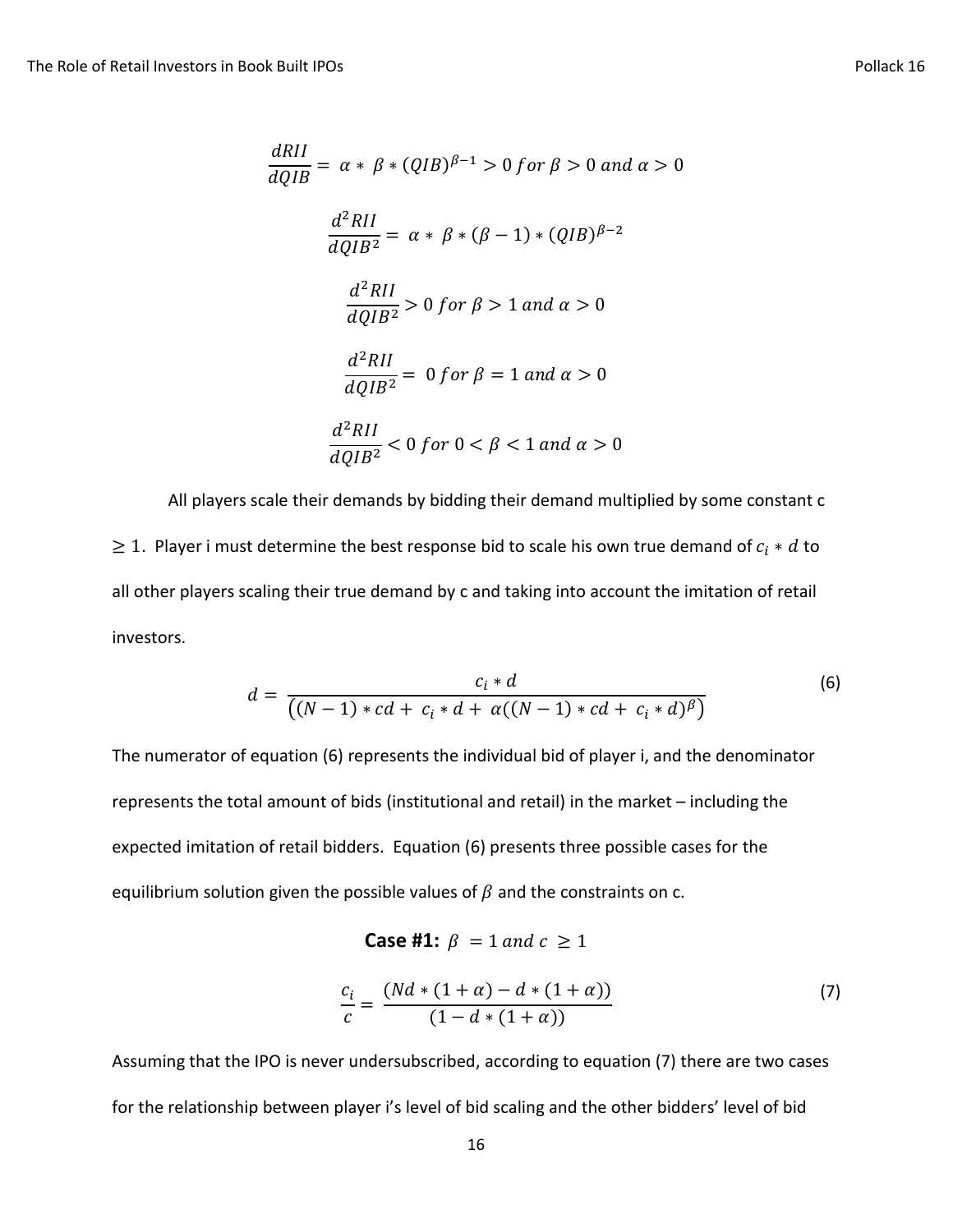$$\frac{dRII}{dQIB} = \alpha * \beta * (QIB)^{\beta-1} > 0 \; for \; \beta > 0 \; and \; \alpha > 0$$

$$\frac{d^2RII}{dQIB^2} = \alpha * \beta * (\beta - 1) * (QIB)^{\beta-2}$$

$$\frac{d^2RII}{dQIB^2} > 0 \; for \; \beta > 1 \; and \; \alpha > 0$$

$$\frac{d^2RII}{dQIB^2} = 0 \; for \; \beta = 1 \; and \; \alpha > 0$$

$$\frac{d^2RII}{dQIB^2} < 0 \; for \; 0 < \beta < 1 \; and \; \alpha > 0$$

All players scale their demands by bidding their demand multiplied by some constant c $\geq 1$. Player i must determine the best response bid to scale his own true demand of $c_i * d$ to all other players scaling their true demand by c and taking into account the imitation of retail investors.

$$d = \frac{c_i * d}{\left((N-1) * cd + c_i * d + \alpha((N-1) * cd + c_i * d)^{\beta}\right)} \quad (6)$$

The numerator of equation (6) represents the individual bid of player i, and the denominator represents the total amount of bids (institutional and retail) in the market – including the expected imitation of retail bidders. Equation (6) presents three possible cases for the equilibrium solution given the possible values of $\beta$ and the constraints on c.

**Case #1:** $\beta = 1 \; and \; c \geq 1$

$$\frac{c_i}{c} = \frac{(Nd * (1 + \alpha) - d * (1 + \alpha))}{(1 - d * (1 + \alpha))} \quad (7)$$

Assuming that the IPO is never undersubscribed, according to equation (7) there are two cases for the relationship between player i's level of bid scaling and the other bidders' level of bid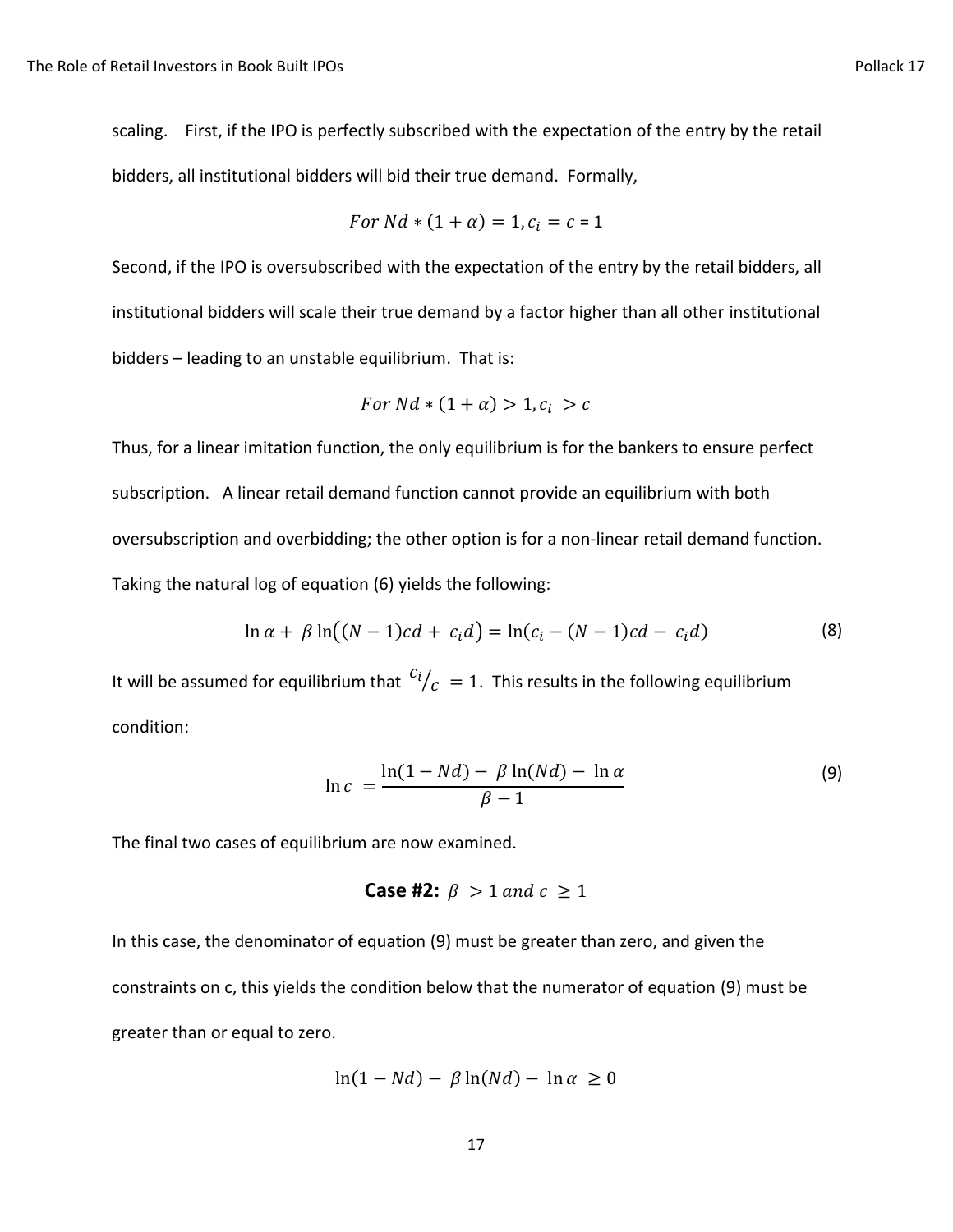scaling. First, if the IPO is perfectly subscribed with the expectation of the entry by the retail bidders, all institutional bidders will bid their true demand. Formally,

$$For\ Nd * (1 + \alpha) = 1, c_i = c = 1$$

Second, if the IPO is oversubscribed with the expectation of the entry by the retail bidders, all institutional bidders will scale their true demand by a factor higher than all other institutional bidders – leading to an unstable equilibrium. That is:

$$For\ Nd * (1 + \alpha) > 1, c_i > c$$

Thus, for a linear imitation function, the only equilibrium is for the bankers to ensure perfect subscription. A linear retail demand function cannot provide an equilibrium with both oversubscription and overbidding; the other option is for a non-linear retail demand function. Taking the natural log of equation (6) yields the following:

$$\ln \alpha + \beta \ln\big((N-1)cd + c_i d\big) = \ln(c_i - (N-1)cd - c_i d) \tag{8}$$

It will be assumed for equilibrium that $c_i/c = 1$. This results in the following equilibrium condition:

$$\ln c = \frac{\ln(1 - Nd) - \beta \ln(Nd) - \ln \alpha}{\beta - 1} \tag{9}$$

The final two cases of equilibrium are now examined.

**Case #2:** $\beta > 1\ and\ c \geq 1$

In this case, the denominator of equation (9) must be greater than zero, and given the constraints on c, this yields the condition below that the numerator of equation (9) must be greater than or equal to zero.

$$\ln(1 - Nd) - \beta \ln(Nd) - \ln \alpha \geq 0$$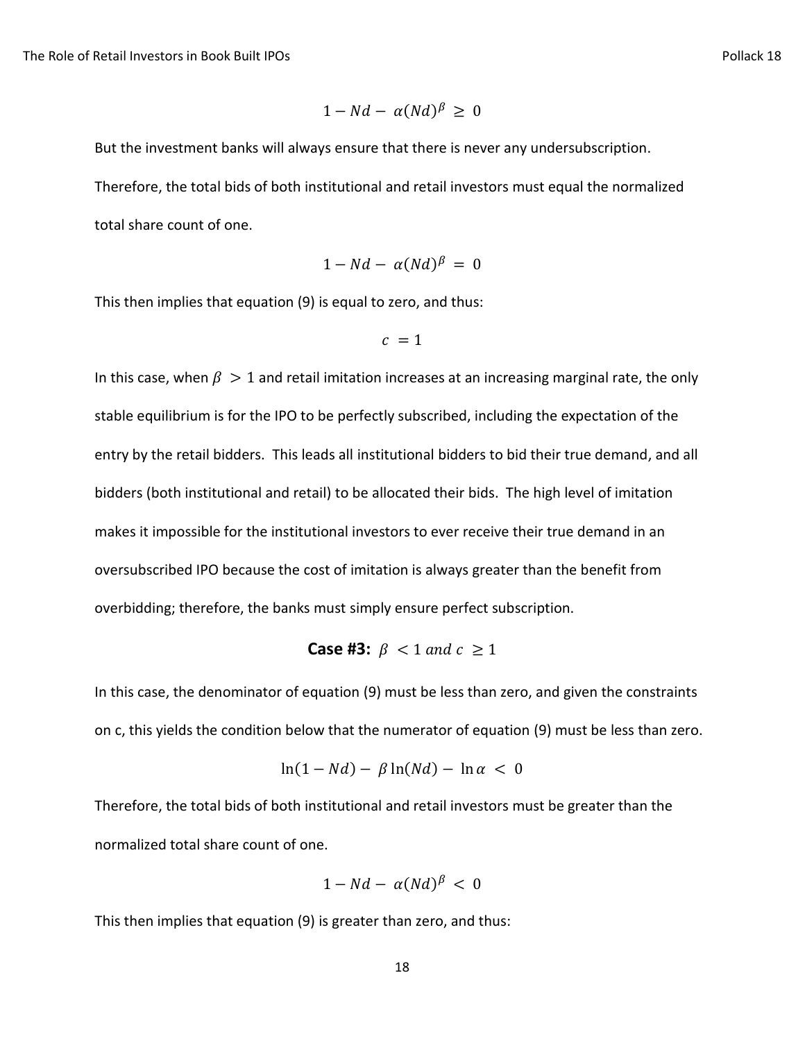$$1 - Nd - \alpha(Nd)^{\beta} \geq 0$$

But the investment banks will always ensure that there is never any undersubscription. Therefore, the total bids of both institutional and retail investors must equal the normalized total share count of one.

$$1 - Nd - \alpha(Nd)^{\beta} = 0$$

This then implies that equation (9) is equal to zero, and thus:

$$c = 1$$

In this case, when $\beta > 1$ and retail imitation increases at an increasing marginal rate, the only stable equilibrium is for the IPO to be perfectly subscribed, including the expectation of the entry by the retail bidders. This leads all institutional bidders to bid their true demand, and all bidders (both institutional and retail) to be allocated their bids. The high level of imitation makes it impossible for the institutional investors to ever receive their true demand in an oversubscribed IPO because the cost of imitation is always greater than the benefit from overbidding; therefore, the banks must simply ensure perfect subscription.

### **Case #3:** $\beta < 1$ *and* $c \geq 1$

In this case, the denominator of equation (9) must be less than zero, and given the constraints on c, this yields the condition below that the numerator of equation (9) must be less than zero.

$$\ln(1 - Nd) - \beta \ln(Nd) - \ln \alpha < 0$$

Therefore, the total bids of both institutional and retail investors must be greater than the normalized total share count of one.

$$1 - Nd - \alpha(Nd)^{\beta} < 0$$

This then implies that equation (9) is greater than zero, and thus: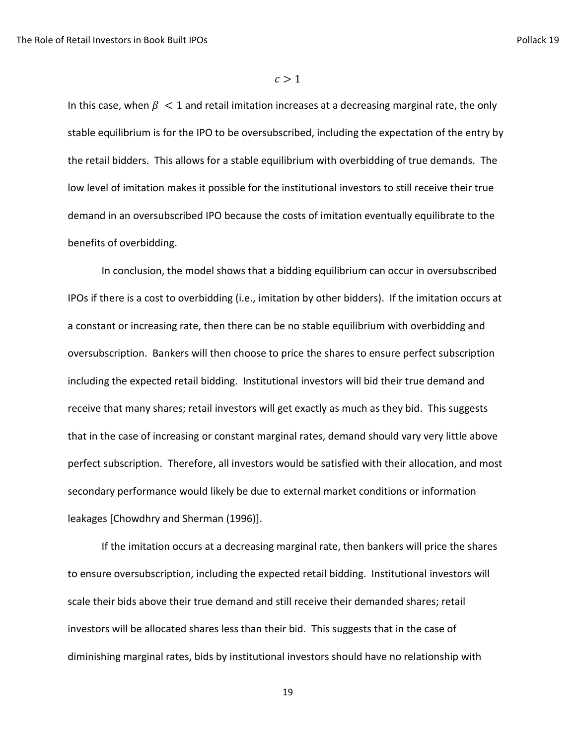$$c > 1$$

In this case, when $\beta < 1$ and retail imitation increases at a decreasing marginal rate, the only stable equilibrium is for the IPO to be oversubscribed, including the expectation of the entry by the retail bidders. This allows for a stable equilibrium with overbidding of true demands. The low level of imitation makes it possible for the institutional investors to still receive their true demand in an oversubscribed IPO because the costs of imitation eventually equilibrate to the benefits of overbidding.

In conclusion, the model shows that a bidding equilibrium can occur in oversubscribed IPOs if there is a cost to overbidding (i.e., imitation by other bidders). If the imitation occurs at a constant or increasing rate, then there can be no stable equilibrium with overbidding and oversubscription. Bankers will then choose to price the shares to ensure perfect subscription including the expected retail bidding. Institutional investors will bid their true demand and receive that many shares; retail investors will get exactly as much as they bid. This suggests that in the case of increasing or constant marginal rates, demand should vary very little above perfect subscription. Therefore, all investors would be satisfied with their allocation, and most secondary performance would likely be due to external market conditions or information leakages [Chowdhry and Sherman (1996)].

If the imitation occurs at a decreasing marginal rate, then bankers will price the shares to ensure oversubscription, including the expected retail bidding. Institutional investors will scale their bids above their true demand and still receive their demanded shares; retail investors will be allocated shares less than their bid. This suggests that in the case of diminishing marginal rates, bids by institutional investors should have no relationship with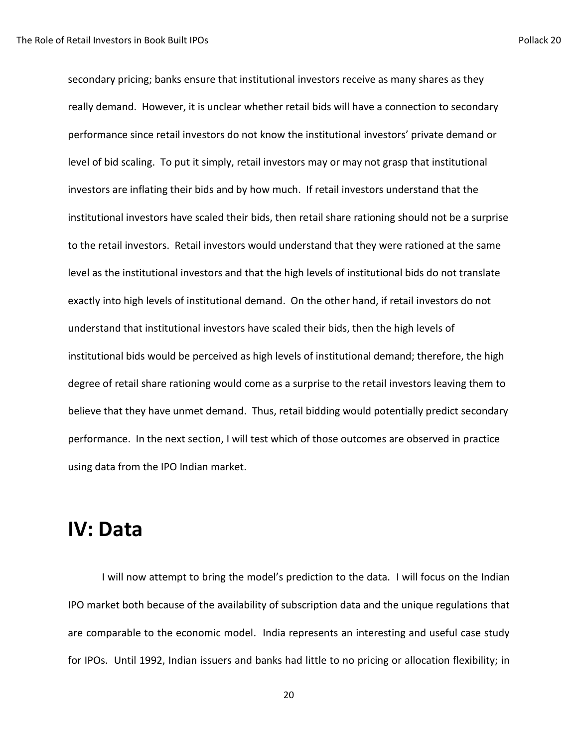secondary pricing; banks ensure that institutional investors receive as many shares as they really demand. However, it is unclear whether retail bids will have a connection to secondary performance since retail investors do not know the institutional investors' private demand or level of bid scaling. To put it simply, retail investors may or may not grasp that institutional investors are inflating their bids and by how much. If retail investors understand that the institutional investors have scaled their bids, then retail share rationing should not be a surprise to the retail investors. Retail investors would understand that they were rationed at the same level as the institutional investors and that the high levels of institutional bids do not translate exactly into high levels of institutional demand. On the other hand, if retail investors do not understand that institutional investors have scaled their bids, then the high levels of institutional bids would be perceived as high levels of institutional demand; therefore, the high degree of retail share rationing would come as a surprise to the retail investors leaving them to believe that they have unmet demand. Thus, retail bidding would potentially predict secondary performance. In the next section, I will test which of those outcomes are observed in practice using data from the IPO Indian market.

# IV: Data

I will now attempt to bring the model's prediction to the data. I will focus on the Indian IPO market both because of the availability of subscription data and the unique regulations that are comparable to the economic model. India represents an interesting and useful case study for IPOs. Until 1992, Indian issuers and banks had little to no pricing or allocation flexibility; in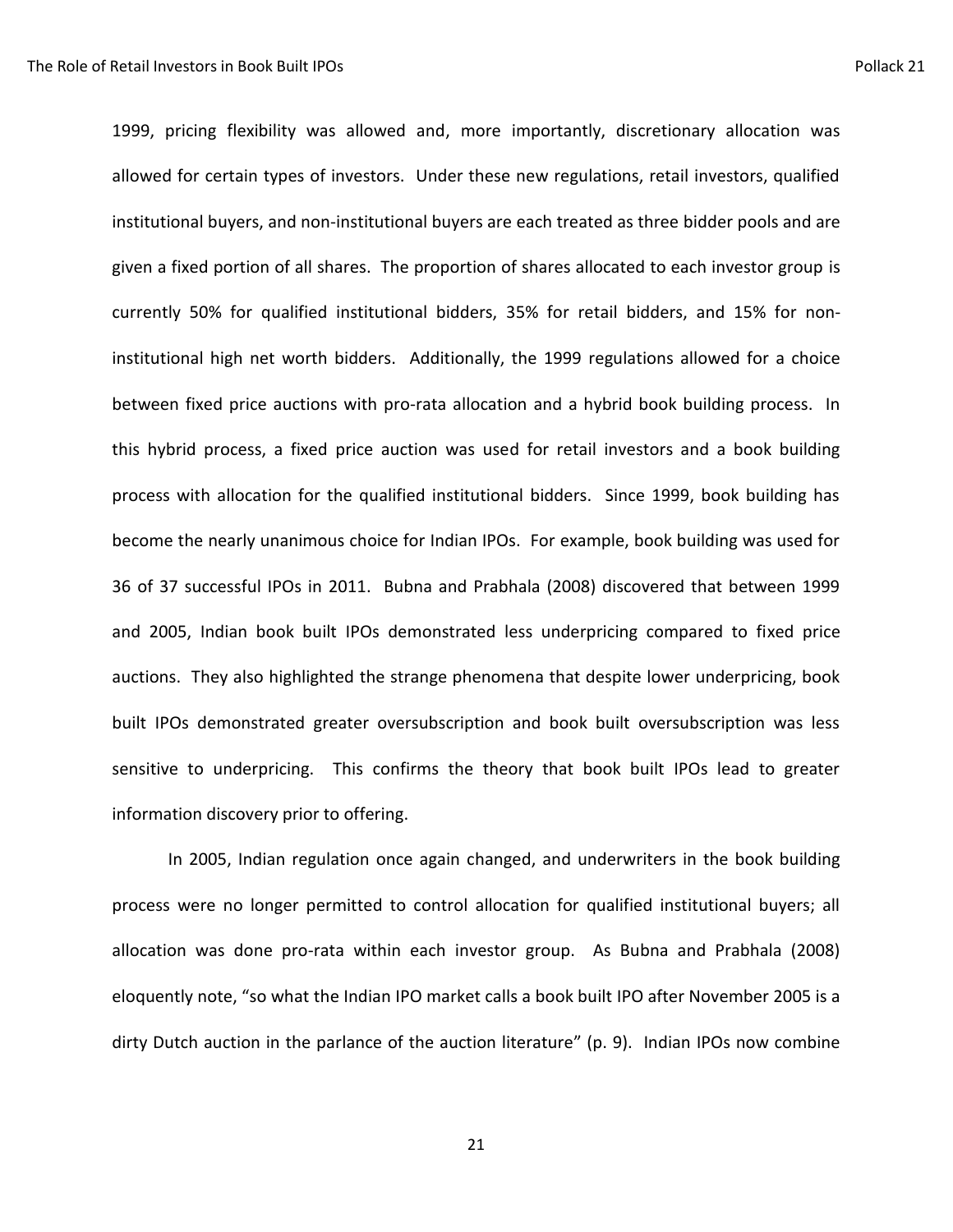1999, pricing flexibility was allowed and, more importantly, discretionary allocation was allowed for certain types of investors. Under these new regulations, retail investors, qualified institutional buyers, and non-institutional buyers are each treated as three bidder pools and are given a fixed portion of all shares. The proportion of shares allocated to each investor group is currently 50% for qualified institutional bidders, 35% for retail bidders, and 15% for non-institutional high net worth bidders. Additionally, the 1999 regulations allowed for a choice between fixed price auctions with pro-rata allocation and a hybrid book building process. In this hybrid process, a fixed price auction was used for retail investors and a book building process with allocation for the qualified institutional bidders. Since 1999, book building has become the nearly unanimous choice for Indian IPOs. For example, book building was used for 36 of 37 successful IPOs in 2011. Bubna and Prabhala (2008) discovered that between 1999 and 2005, Indian book built IPOs demonstrated less underpricing compared to fixed price auctions. They also highlighted the strange phenomena that despite lower underpricing, book built IPOs demonstrated greater oversubscription and book built oversubscription was less sensitive to underpricing. This confirms the theory that book built IPOs lead to greater information discovery prior to offering.

In 2005, Indian regulation once again changed, and underwriters in the book building process were no longer permitted to control allocation for qualified institutional buyers; all allocation was done pro-rata within each investor group. As Bubna and Prabhala (2008) eloquently note, “so what the Indian IPO market calls a book built IPO after November 2005 is a dirty Dutch auction in the parlance of the auction literature” (p. 9). Indian IPOs now combine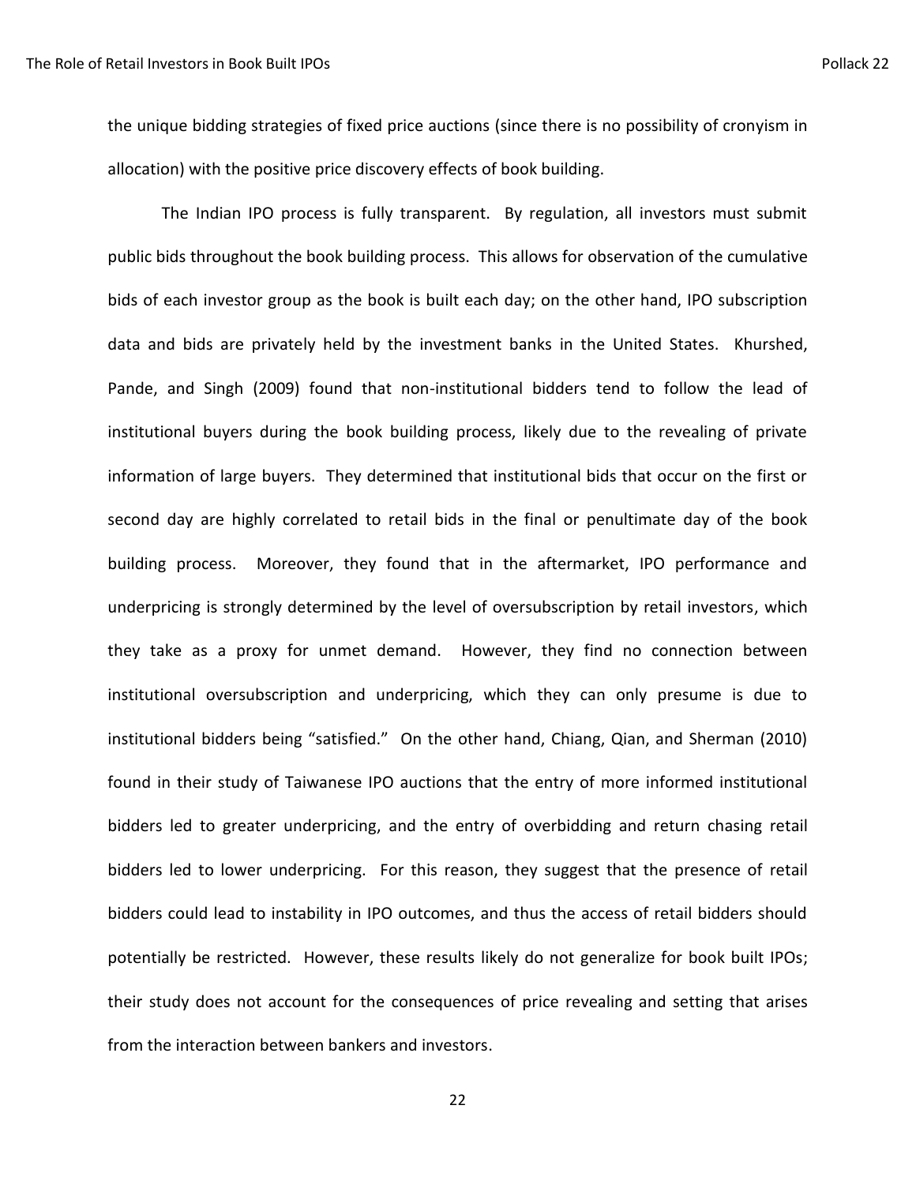the unique bidding strategies of fixed price auctions (since there is no possibility of cronyism in allocation) with the positive price discovery effects of book building.

The Indian IPO process is fully transparent. By regulation, all investors must submit public bids throughout the book building process. This allows for observation of the cumulative bids of each investor group as the book is built each day; on the other hand, IPO subscription data and bids are privately held by the investment banks in the United States. Khurshed, Pande, and Singh (2009) found that non-institutional bidders tend to follow the lead of institutional buyers during the book building process, likely due to the revealing of private information of large buyers. They determined that institutional bids that occur on the first or second day are highly correlated to retail bids in the final or penultimate day of the book building process. Moreover, they found that in the aftermarket, IPO performance and underpricing is strongly determined by the level of oversubscription by retail investors, which they take as a proxy for unmet demand. However, they find no connection between institutional oversubscription and underpricing, which they can only presume is due to institutional bidders being "satisfied." On the other hand, Chiang, Qian, and Sherman (2010) found in their study of Taiwanese IPO auctions that the entry of more informed institutional bidders led to greater underpricing, and the entry of overbidding and return chasing retail bidders led to lower underpricing. For this reason, they suggest that the presence of retail bidders could lead to instability in IPO outcomes, and thus the access of retail bidders should potentially be restricted. However, these results likely do not generalize for book built IPOs; their study does not account for the consequences of price revealing and setting that arises from the interaction between bankers and investors.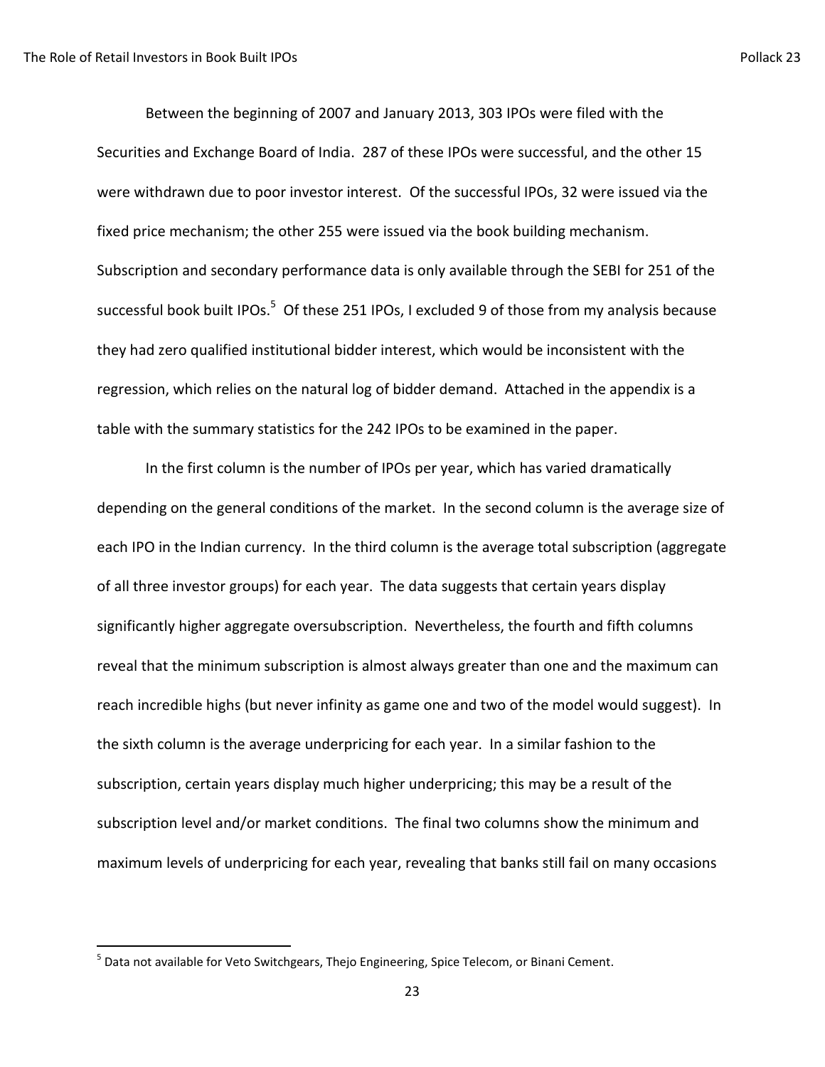Between the beginning of 2007 and January 2013, 303 IPOs were filed with the Securities and Exchange Board of India. 287 of these IPOs were successful, and the other 15 were withdrawn due to poor investor interest. Of the successful IPOs, 32 were issued via the fixed price mechanism; the other 255 were issued via the book building mechanism. Subscription and secondary performance data is only available through the SEBI for 251 of the successful book built IPOs.[5] Of these 251 IPOs, I excluded 9 of those from my analysis because they had zero qualified institutional bidder interest, which would be inconsistent with the regression, which relies on the natural log of bidder demand. Attached in the appendix is a table with the summary statistics for the 242 IPOs to be examined in the paper.

In the first column is the number of IPOs per year, which has varied dramatically depending on the general conditions of the market. In the second column is the average size of each IPO in the Indian currency. In the third column is the average total subscription (aggregate of all three investor groups) for each year. The data suggests that certain years display significantly higher aggregate oversubscription. Nevertheless, the fourth and fifth columns reveal that the minimum subscription is almost always greater than one and the maximum can reach incredible highs (but never infinity as game one and two of the model would suggest). In the sixth column is the average underpricing for each year. In a similar fashion to the subscription, certain years display much higher underpricing; this may be a result of the subscription level and/or market conditions. The final two columns show the minimum and maximum levels of underpricing for each year, revealing that banks still fail on many occasions

[5] Data not available for Veto Switchgears, Thejo Engineering, Spice Telecom, or Binani Cement.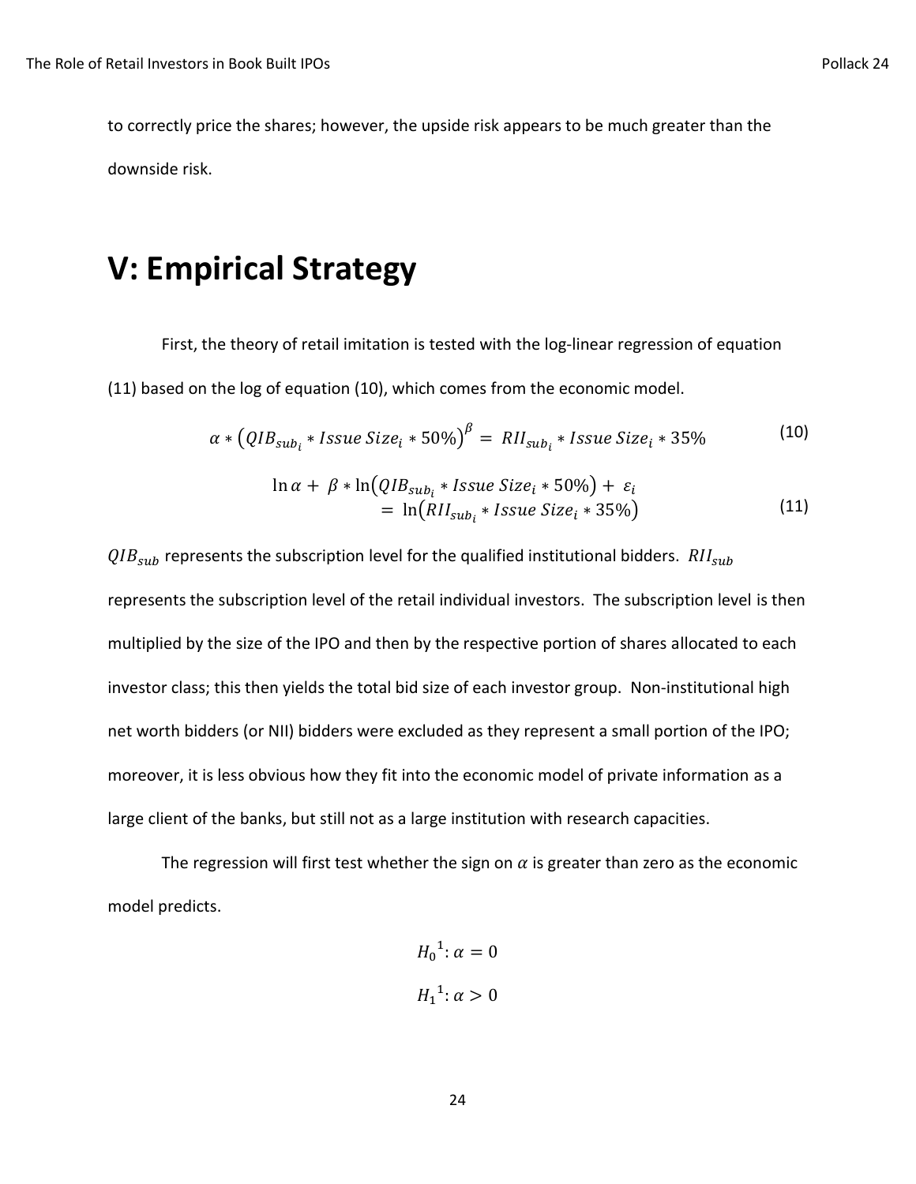to correctly price the shares; however, the upside risk appears to be much greater than the downside risk.

# V: Empirical Strategy

First, the theory of retail imitation is tested with the log-linear regression of equation (11) based on the log of equation (10), which comes from the economic model.

$$\alpha * \left(QIB_{sub_i} * Issue\ Size_i * 50\%\right)^{\beta} = RII_{sub_i} * Issue\ Size_i * 35\% \tag{10}$$

$$\ln\alpha + \beta * \ln\left(QIB_{sub_i} * Issue\ Size_i * 50\%\right) + \varepsilon_i = \ln\left(RII_{sub_i} * Issue\ Size_i * 35\%\right) \tag{11}$$

$QIB_{sub}$ represents the subscription level for the qualified institutional bidders. $RII_{sub}$ represents the subscription level of the retail individual investors. The subscription level is then multiplied by the size of the IPO and then by the respective portion of shares allocated to each investor class; this then yields the total bid size of each investor group. Non-institutional high net worth bidders (or NII) bidders were excluded as they represent a small portion of the IPO; moreover, it is less obvious how they fit into the economic model of private information as a large client of the banks, but still not as a large institution with research capacities.

The regression will first test whether the sign on $\alpha$ is greater than zero as the economic model predicts.

$$H_0^{\,1}: \alpha = 0$$

$$H_1^{\,1}: \alpha > 0$$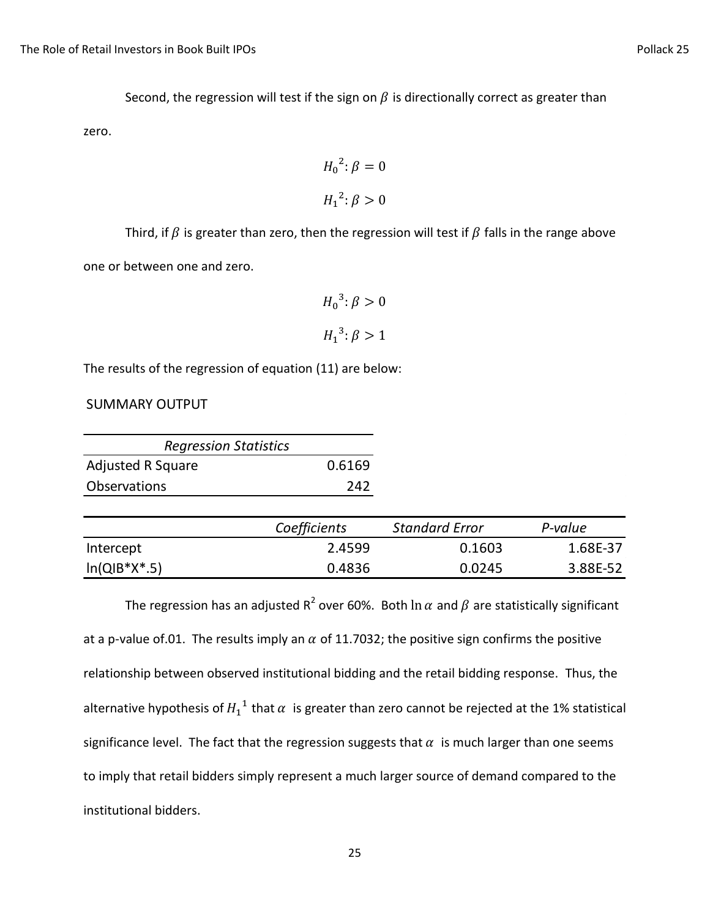Second, the regression will test if the sign on $\beta$ is directionally correct as greater than zero.

$$H_0^{\,2}: \beta = 0$$

$$H_1^{\,2}: \beta > 0$$

Third, if $\beta$ is greater than zero, then the regression will test if $\beta$ falls in the range above one or between one and zero.

$$H_0^{\,3}: \beta > 0$$

$$H_1^{\,3}: \beta > 1$$

The results of the regression of equation (11) are below:

SUMMARY OUTPUT

| *Regression Statistics* | |
|---|---|
| Adjusted R Square | 0.6169 |
| Observations | 242 |

| | *Coefficients* | *Standard Error* | *P-value* |
|---|---|---|---|
| Intercept | 2.4599 | 0.1603 | 1.68E-37 |
| ln(QIB*X*.5) | 0.4836 | 0.0245 | 3.88E-52 |

The regression has an adjusted $R^2$ over 60%. Both $\ln\alpha$ and $\beta$ are statistically significant at a p-value of.01. The results imply an $\alpha$ of 11.7032; the positive sign confirms the positive relationship between observed institutional bidding and the retail bidding response. Thus, the alternative hypothesis of $H_1^{\,1}$ that $\alpha$ is greater than zero cannot be rejected at the 1% statistical significance level. The fact that the regression suggests that $\alpha$ is much larger than one seems to imply that retail bidders simply represent a much larger source of demand compared to the institutional bidders.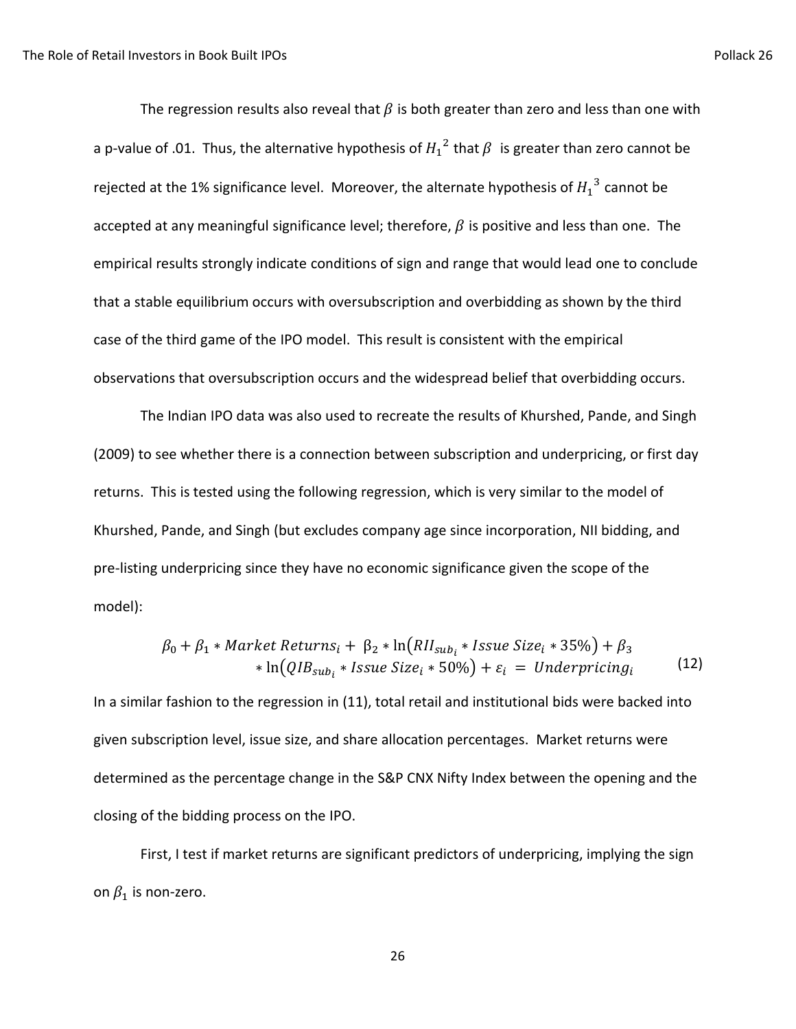The regression results also reveal that $\beta$ is both greater than zero and less than one with a p-value of .01. Thus, the alternative hypothesis of $H_1^{\;2}$ that $\beta$ is greater than zero cannot be rejected at the 1% significance level. Moreover, the alternate hypothesis of $H_1^{\;3}$ cannot be accepted at any meaningful significance level; therefore, $\beta$ is positive and less than one. The empirical results strongly indicate conditions of sign and range that would lead one to conclude that a stable equilibrium occurs with oversubscription and overbidding as shown by the third case of the third game of the IPO model. This result is consistent with the empirical observations that oversubscription occurs and the widespread belief that overbidding occurs.

The Indian IPO data was also used to recreate the results of Khurshed, Pande, and Singh (2009) to see whether there is a connection between subscription and underpricing, or first day returns. This is tested using the following regression, which is very similar to the model of Khurshed, Pande, and Singh (but excludes company age since incorporation, NII bidding, and pre-listing underpricing since they have no economic significance given the scope of the model):

$$\beta_0 + \beta_1 * Market\ Returns_i + \beta_2 * \ln\left(RII_{sub_i} * Issue\ Size_i * 35\%\right) + \beta_3 * \ln\left(QIB_{sub_i} * Issue\ Size_i * 50\%\right) + \varepsilon_i = Underpricing_i \tag{12}$$

In a similar fashion to the regression in (11), total retail and institutional bids were backed into given subscription level, issue size, and share allocation percentages. Market returns were determined as the percentage change in the S&P CNX Nifty Index between the opening and the closing of the bidding process on the IPO.

First, I test if market returns are significant predictors of underpricing, implying the sign on $\beta_1$ is non-zero.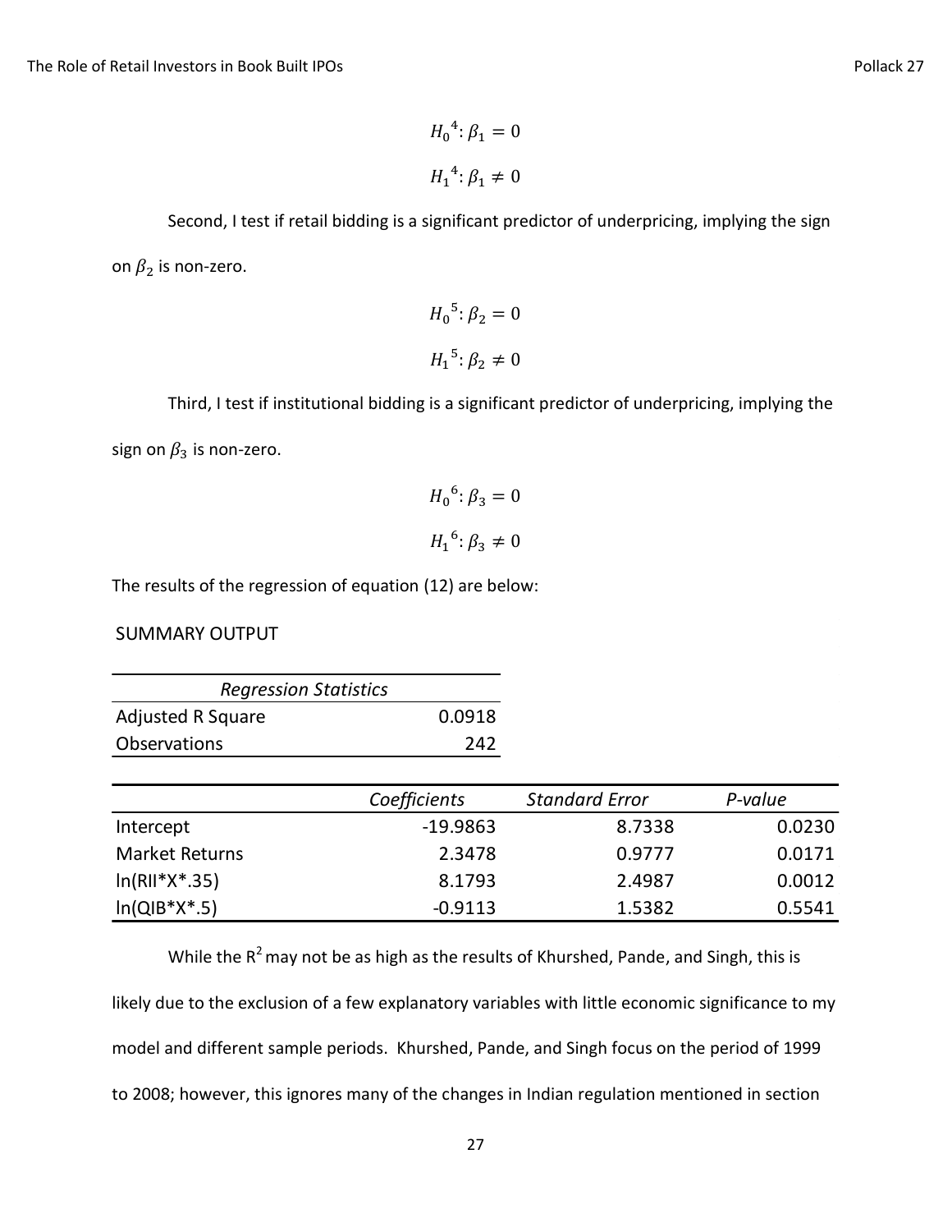$$H_0^4: \beta_1 = 0$$

$$H_1^4: \beta_1 \neq 0$$

Second, I test if retail bidding is a significant predictor of underpricing, implying the sign on $\beta_2$ is non-zero.

$$H_0^5: \beta_2 = 0$$

$$H_1^5: \beta_2 \neq 0$$

Third, I test if institutional bidding is a significant predictor of underpricing, implying the sign on $\beta_3$ is non-zero.

$$H_0^6: \beta_3 = 0$$

$$H_1^6: \beta_3 \neq 0$$

The results of the regression of equation (12) are below:

SUMMARY OUTPUT

| *Regression Statistics* | |
|---|---|
| Adjusted R Square | 0.0918 |
| Observations | 242 |

| | *Coefficients* | *Standard Error* | *P-value* |
|---|---|---|---|
| Intercept | -19.9863 | 8.7338 | 0.0230 |
| Market Returns | 2.3478 | 0.9777 | 0.0171 |
| ln(RII*X*.35) | 8.1793 | 2.4987 | 0.0012 |
| ln(QIB*X*.5) | -0.9113 | 1.5382 | 0.5541 |

While the $R^2$ may not be as high as the results of Khurshed, Pande, and Singh, this is likely due to the exclusion of a few explanatory variables with little economic significance to my model and different sample periods. Khurshed, Pande, and Singh focus on the period of 1999 to 2008; however, this ignores many of the changes in Indian regulation mentioned in section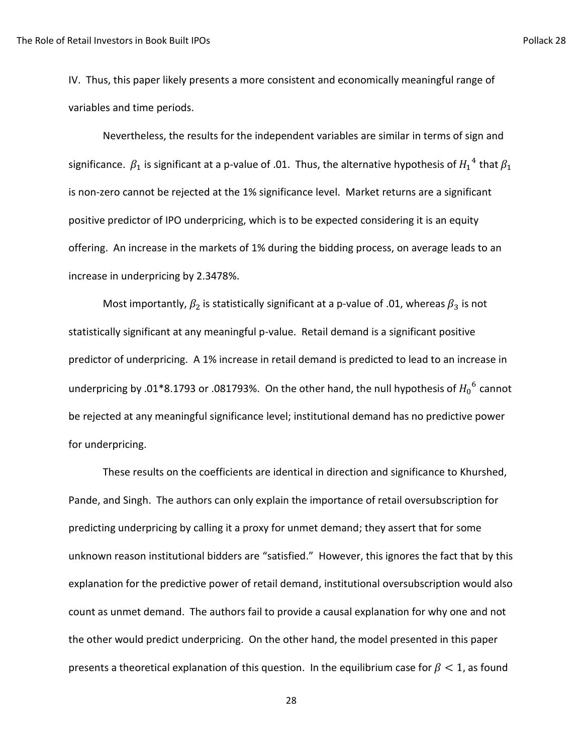IV. Thus, this paper likely presents a more consistent and economically meaningful range of variables and time periods.

Nevertheless, the results for the independent variables are similar in terms of sign and significance. $\beta_1$ is significant at a p-value of .01. Thus, the alternative hypothesis of $H_1^{\ 4}$ that $\beta_1$ is non-zero cannot be rejected at the 1% significance level. Market returns are a significant positive predictor of IPO underpricing, which is to be expected considering it is an equity offering. An increase in the markets of 1% during the bidding process, on average leads to an increase in underpricing by 2.3478%.

Most importantly, $\beta_2$ is statistically significant at a p-value of .01, whereas $\beta_3$ is not statistically significant at any meaningful p-value. Retail demand is a significant positive predictor of underpricing. A 1% increase in retail demand is predicted to lead to an increase in underpricing by .01*8.1793 or .081793%. On the other hand, the null hypothesis of $H_0^{\ 6}$ cannot be rejected at any meaningful significance level; institutional demand has no predictive power for underpricing.

These results on the coefficients are identical in direction and significance to Khurshed, Pande, and Singh. The authors can only explain the importance of retail oversubscription for predicting underpricing by calling it a proxy for unmet demand; they assert that for some unknown reason institutional bidders are "satisfied." However, this ignores the fact that by this explanation for the predictive power of retail demand, institutional oversubscription would also count as unmet demand. The authors fail to provide a causal explanation for why one and not the other would predict underpricing. On the other hand, the model presented in this paper presents a theoretical explanation of this question. In the equilibrium case for $\beta < 1$, as found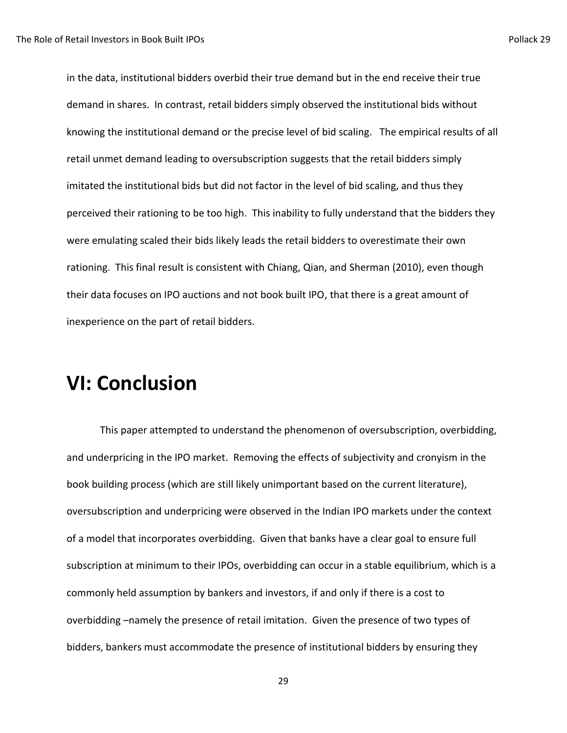in the data, institutional bidders overbid their true demand but in the end receive their true demand in shares. In contrast, retail bidders simply observed the institutional bids without knowing the institutional demand or the precise level of bid scaling. The empirical results of all retail unmet demand leading to oversubscription suggests that the retail bidders simply imitated the institutional bids but did not factor in the level of bid scaling, and thus they perceived their rationing to be too high. This inability to fully understand that the bidders they were emulating scaled their bids likely leads the retail bidders to overestimate their own rationing. This final result is consistent with Chiang, Qian, and Sherman (2010), even though their data focuses on IPO auctions and not book built IPO, that there is a great amount of inexperience on the part of retail bidders.

# VI: Conclusion

This paper attempted to understand the phenomenon of oversubscription, overbidding, and underpricing in the IPO market. Removing the effects of subjectivity and cronyism in the book building process (which are still likely unimportant based on the current literature), oversubscription and underpricing were observed in the Indian IPO markets under the context of a model that incorporates overbidding. Given that banks have a clear goal to ensure full subscription at minimum to their IPOs, overbidding can occur in a stable equilibrium, which is a commonly held assumption by bankers and investors, if and only if there is a cost to overbidding –namely the presence of retail imitation. Given the presence of two types of bidders, bankers must accommodate the presence of institutional bidders by ensuring they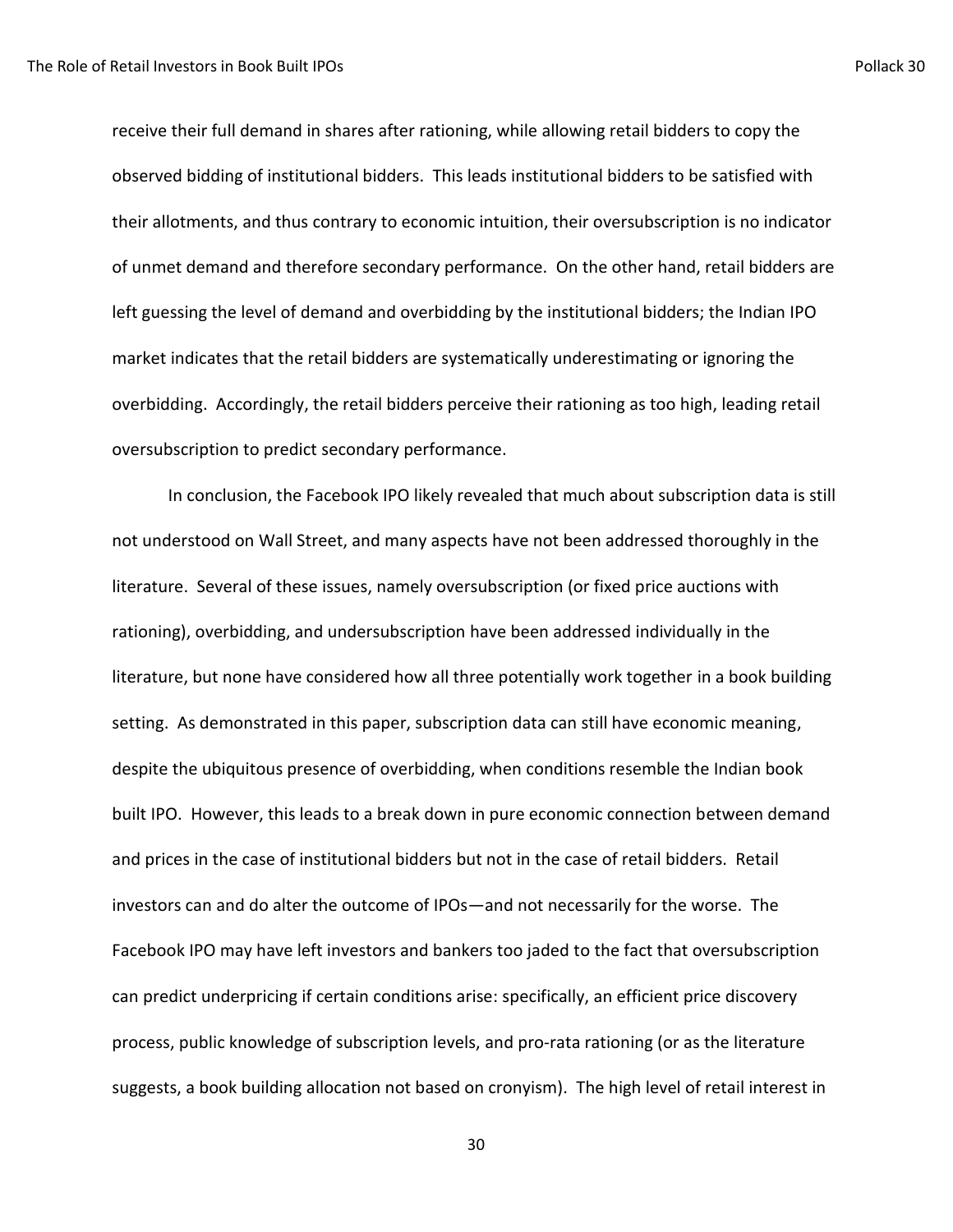receive their full demand in shares after rationing, while allowing retail bidders to copy the observed bidding of institutional bidders. This leads institutional bidders to be satisfied with their allotments, and thus contrary to economic intuition, their oversubscription is no indicator of unmet demand and therefore secondary performance. On the other hand, retail bidders are left guessing the level of demand and overbidding by the institutional bidders; the Indian IPO market indicates that the retail bidders are systematically underestimating or ignoring the overbidding. Accordingly, the retail bidders perceive their rationing as too high, leading retail oversubscription to predict secondary performance.

In conclusion, the Facebook IPO likely revealed that much about subscription data is still not understood on Wall Street, and many aspects have not been addressed thoroughly in the literature. Several of these issues, namely oversubscription (or fixed price auctions with rationing), overbidding, and undersubscription have been addressed individually in the literature, but none have considered how all three potentially work together in a book building setting. As demonstrated in this paper, subscription data can still have economic meaning, despite the ubiquitous presence of overbidding, when conditions resemble the Indian book built IPO. However, this leads to a break down in pure economic connection between demand and prices in the case of institutional bidders but not in the case of retail bidders. Retail investors can and do alter the outcome of IPOs—and not necessarily for the worse. The Facebook IPO may have left investors and bankers too jaded to the fact that oversubscription can predict underpricing if certain conditions arise: specifically, an efficient price discovery process, public knowledge of subscription levels, and pro-rata rationing (or as the literature suggests, a book building allocation not based on cronyism). The high level of retail interest in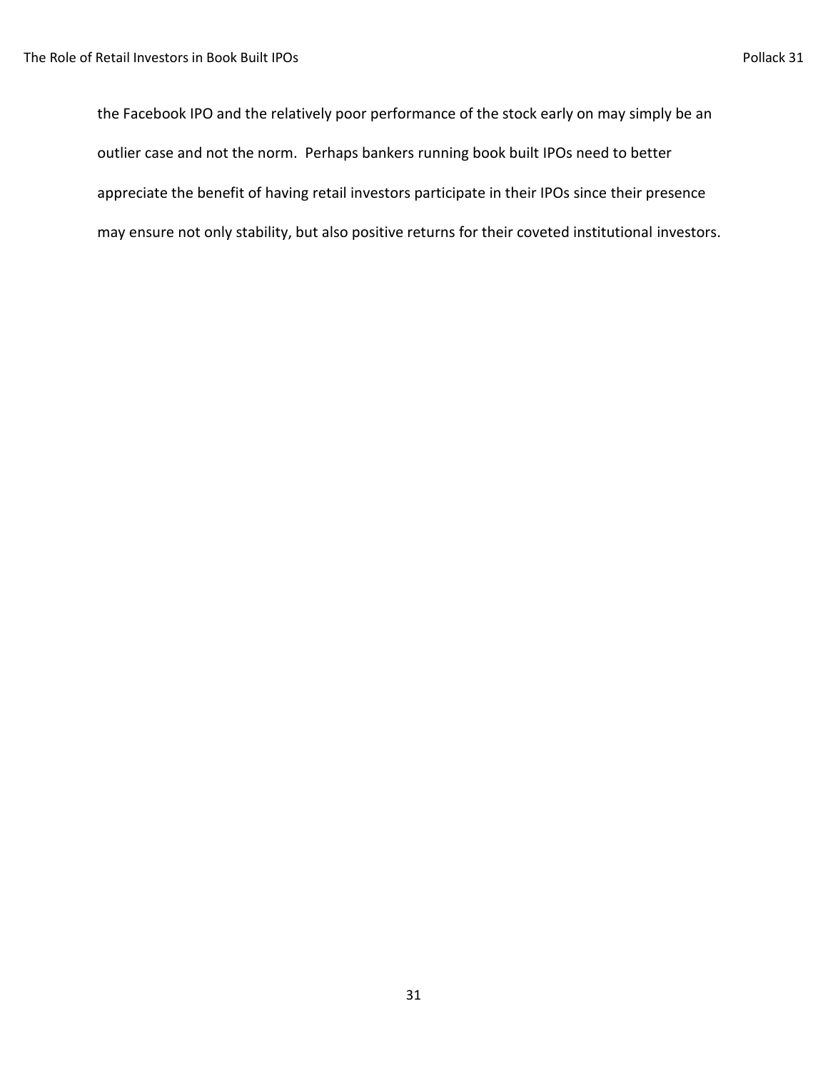the Facebook IPO and the relatively poor performance of the stock early on may simply be an outlier case and not the norm. Perhaps bankers running book built IPOs need to better appreciate the benefit of having retail investors participate in their IPOs since their presence may ensure not only stability, but also positive returns for their coveted institutional investors.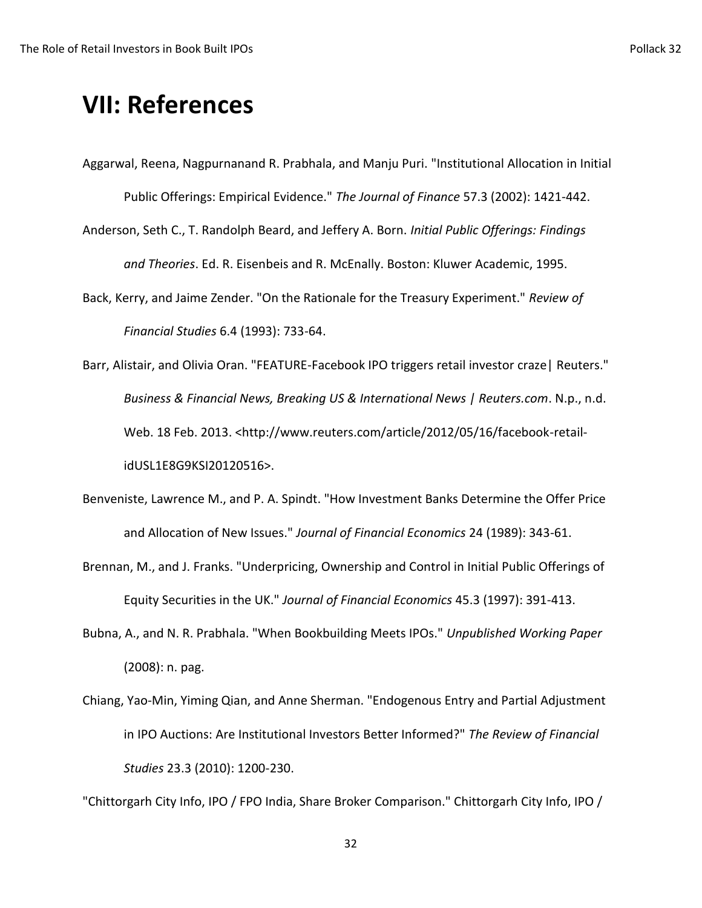# VII: References

Aggarwal, Reena, Nagpurnanand R. Prabhala, and Manju Puri. "Institutional Allocation in Initial Public Offerings: Empirical Evidence." *The Journal of Finance* 57.3 (2002): 1421-442.

Anderson, Seth C., T. Randolph Beard, and Jeffery A. Born. *Initial Public Offerings: Findings and Theories*. Ed. R. Eisenbeis and R. McEnally. Boston: Kluwer Academic, 1995.

Back, Kerry, and Jaime Zender. "On the Rationale for the Treasury Experiment." *Review of Financial Studies* 6.4 (1993): 733-64.

Barr, Alistair, and Olivia Oran. "FEATURE-Facebook IPO triggers retail investor craze| Reuters." *Business & Financial News, Breaking US & International News | Reuters.com*. N.p., n.d. Web. 18 Feb. 2013. <http://www.reuters.com/article/2012/05/16/facebook-retail-idUSL1E8G9KSI20120516>.

Benveniste, Lawrence M., and P. A. Spindt. "How Investment Banks Determine the Offer Price and Allocation of New Issues." *Journal of Financial Economics* 24 (1989): 343-61.

Brennan, M., and J. Franks. "Underpricing, Ownership and Control in Initial Public Offerings of Equity Securities in the UK." *Journal of Financial Economics* 45.3 (1997): 391-413.

Bubna, A., and N. R. Prabhala. "When Bookbuilding Meets IPOs." *Unpublished Working Paper* (2008): n. pag.

Chiang, Yao-Min, Yiming Qian, and Anne Sherman. "Endogenous Entry and Partial Adjustment in IPO Auctions: Are Institutional Investors Better Informed?" *The Review of Financial Studies* 23.3 (2010): 1200-230.

"Chittorgarh City Info, IPO / FPO India, Share Broker Comparison." Chittorgarh City Info, IPO /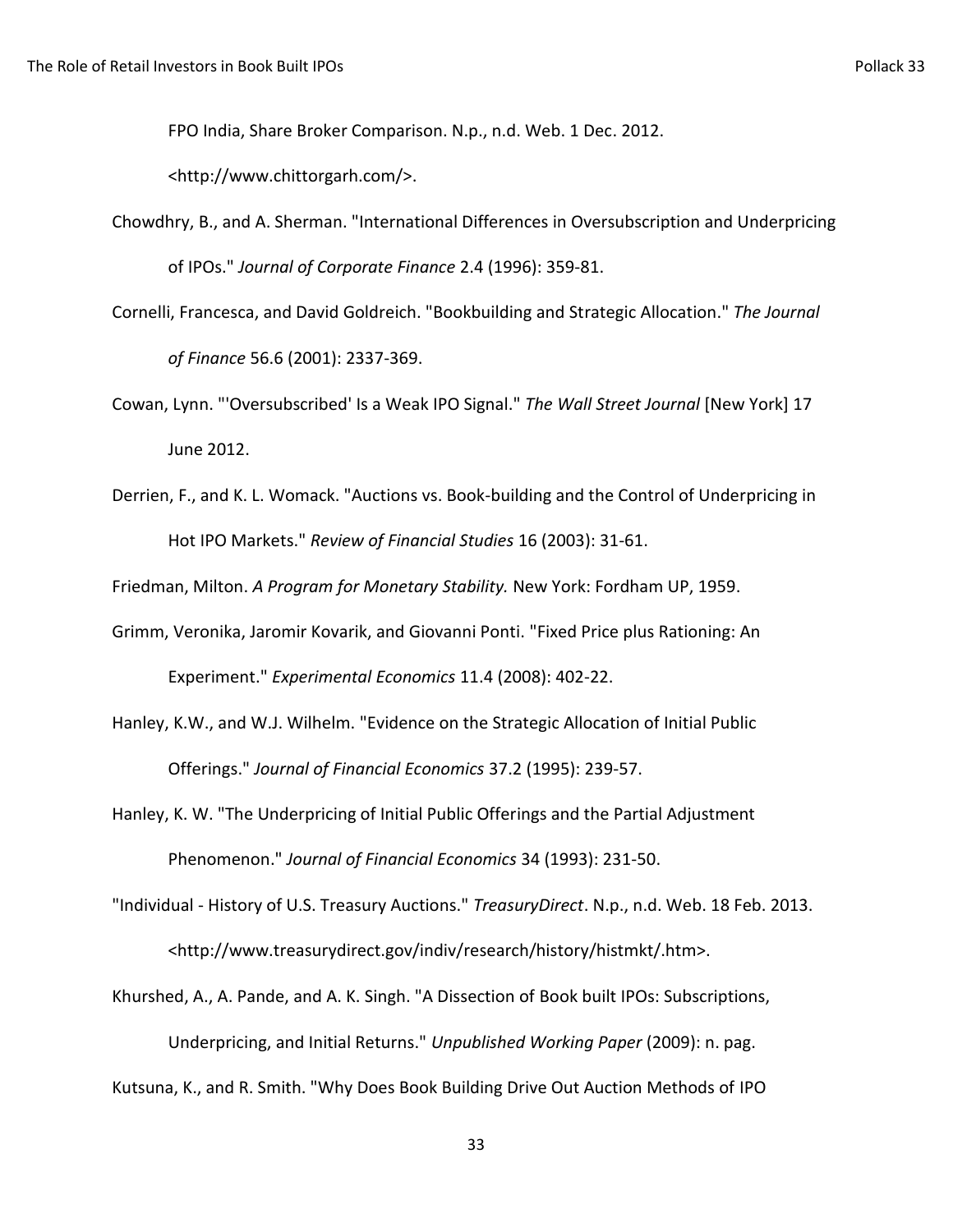FPO India, Share Broker Comparison. N.p., n.d. Web. 1 Dec. 2012. <http://www.chittorgarh.com/>.

Chowdhry, B., and A. Sherman. "International Differences in Oversubscription and Underpricing of IPOs." *Journal of Corporate Finance* 2.4 (1996): 359-81.

Cornelli, Francesca, and David Goldreich. "Bookbuilding and Strategic Allocation." *The Journal of Finance* 56.6 (2001): 2337-369.

Cowan, Lynn. "'Oversubscribed' Is a Weak IPO Signal." *The Wall Street Journal* [New York] 17 June 2012.

Derrien, F., and K. L. Womack. "Auctions vs. Book-building and the Control of Underpricing in Hot IPO Markets." *Review of Financial Studies* 16 (2003): 31-61.

Friedman, Milton. *A Program for Monetary Stability.* New York: Fordham UP, 1959.

Grimm, Veronika, Jaromir Kovarik, and Giovanni Ponti. "Fixed Price plus Rationing: An Experiment." *Experimental Economics* 11.4 (2008): 402-22.

Hanley, K.W., and W.J. Wilhelm. "Evidence on the Strategic Allocation of Initial Public Offerings." *Journal of Financial Economics* 37.2 (1995): 239-57.

Hanley, K. W. "The Underpricing of Initial Public Offerings and the Partial Adjustment Phenomenon." *Journal of Financial Economics* 34 (1993): 231-50.

"Individual - History of U.S. Treasury Auctions." *TreasuryDirect*. N.p., n.d. Web. 18 Feb. 2013. <http://www.treasurydirect.gov/indiv/research/history/histmkt/.htm>.

Khurshed, A., A. Pande, and A. K. Singh. "A Dissection of Book built IPOs: Subscriptions, Underpricing, and Initial Returns." *Unpublished Working Paper* (2009): n. pag.

Kutsuna, K., and R. Smith. "Why Does Book Building Drive Out Auction Methods of IPO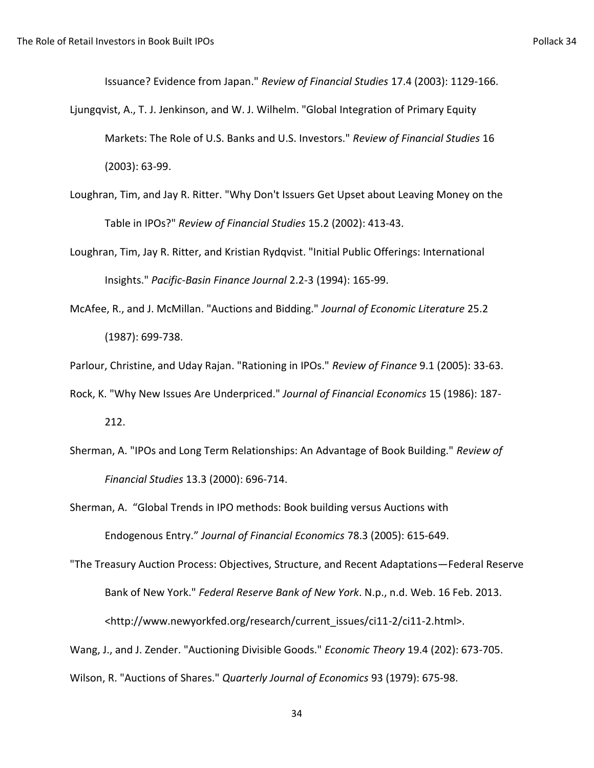Issuance? Evidence from Japan." *Review of Financial Studies* 17.4 (2003): 1129-166.

Ljungqvist, A., T. J. Jenkinson, and W. J. Wilhelm. "Global Integration of Primary Equity Markets: The Role of U.S. Banks and U.S. Investors." *Review of Financial Studies* 16 (2003): 63-99.

Loughran, Tim, and Jay R. Ritter. "Why Don't Issuers Get Upset about Leaving Money on the Table in IPOs?" *Review of Financial Studies* 15.2 (2002): 413-43.

Loughran, Tim, Jay R. Ritter, and Kristian Rydqvist. "Initial Public Offerings: International Insights." *Pacific-Basin Finance Journal* 2.2-3 (1994): 165-99.

McAfee, R., and J. McMillan. "Auctions and Bidding." *Journal of Economic Literature* 25.2 (1987): 699-738.

Parlour, Christine, and Uday Rajan. "Rationing in IPOs." *Review of Finance* 9.1 (2005): 33-63.

Rock, K. "Why New Issues Are Underpriced." *Journal of Financial Economics* 15 (1986): 187-212.

Sherman, A. "IPOs and Long Term Relationships: An Advantage of Book Building." *Review of Financial Studies* 13.3 (2000): 696-714.

Sherman, A. "Global Trends in IPO methods: Book building versus Auctions with Endogenous Entry." *Journal of Financial Economics* 78.3 (2005): 615-649.

"The Treasury Auction Process: Objectives, Structure, and Recent Adaptations—Federal Reserve Bank of New York." *Federal Reserve Bank of New York*. N.p., n.d. Web. 16 Feb. 2013. <http://www.newyorkfed.org/research/current_issues/ci11-2/ci11-2.html>.

Wang, J., and J. Zender. "Auctioning Divisible Goods." *Economic Theory* 19.4 (202): 673-705.

Wilson, R. "Auctions of Shares." *Quarterly Journal of Economics* 93 (1979): 675-98.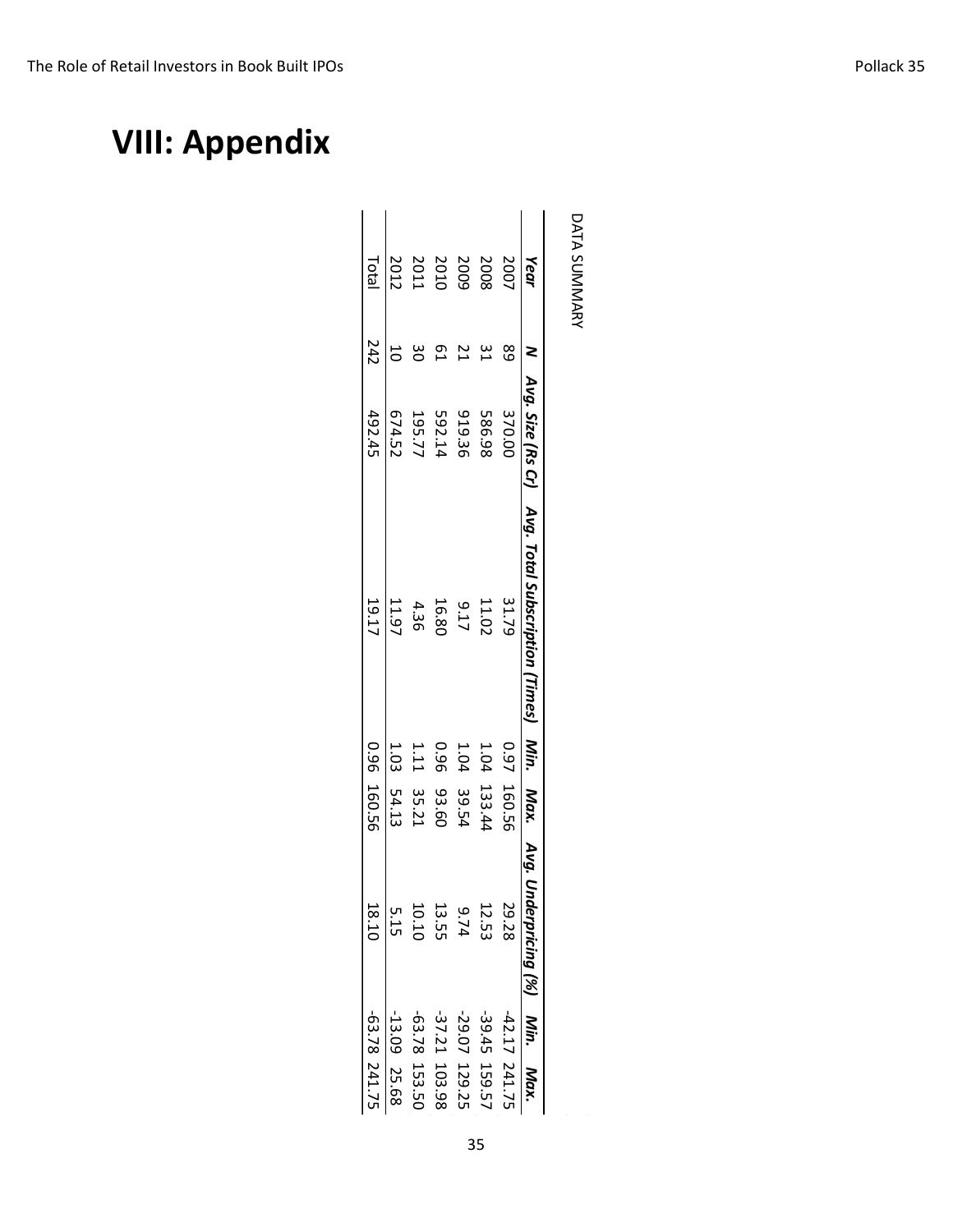# VIII: Appendix

DATA SUMMARY

| Year | N | Avg. Size (Rs Cr) | Avg. Total Subscription (Times) | Min. | Max. | Avg. Underpricing (%) | Min. | Max. |
|---|---|---|---|---|---|---|---|---|
| 2007 | 89 | 370.00 | 31.79 | 0.97 | 160.56 | 29.28 | -42.17 | 241.75 |
| 2008 | 31 | 586.98 | 11.02 | 1.04 | 133.44 | 12.53 | -39.45 | 159.57 |
| 2009 | 21 | 919.36 | 9.17 | 1.04 | 39.54 | 9.74 | -29.07 | 129.25 |
| 2010 | 61 | 592.14 | 16.80 | 0.96 | 93.60 | 13.55 | -37.21 | 103.98 |
| 2011 | 30 | 195.77 | 4.36 | 1.11 | 35.21 | 10.10 | -63.78 | 153.50 |
| 2012 | 10 | 674.52 | 11.97 | 1.03 | 54.13 | 5.15 | -13.09 | 25.68 |
| Total | 242 | 492.45 | 19.17 | 0.96 | 160.56 | 18.10 | -63.78 | 241.75 |